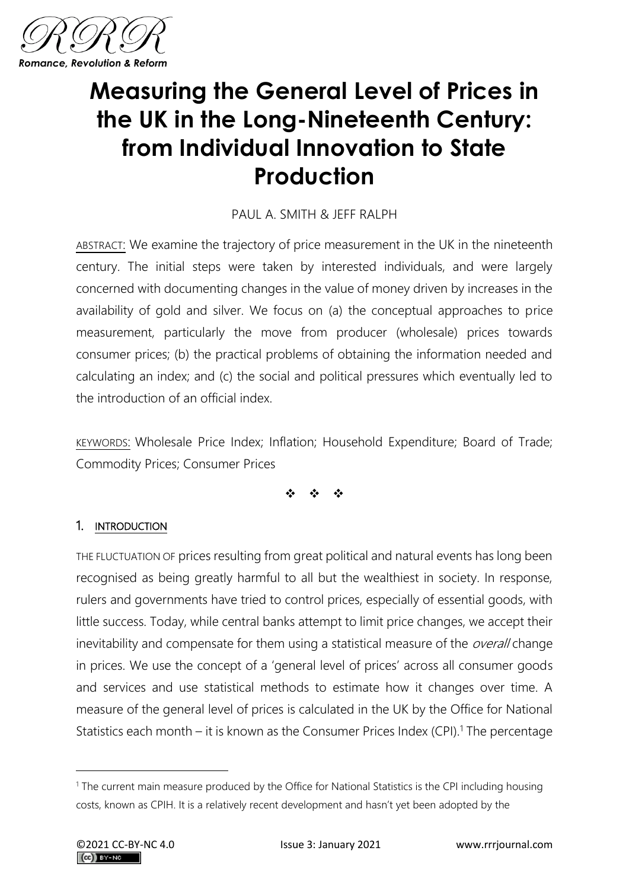# Measuring the General Level of Prices in the UK in the Long-Nineteenth Century: from Individual Innovation to State Production

PAUL A. SMITH & JEFF RALPH

ABSTRACT: We examine the trajectory of price measurement in the UK in the nineteenth century. The initial steps were taken by interested individuals, and were largely concerned with documenting changes in the value of money driven by increases in the availability of gold and silver. We focus on (a) the conceptual approaches to price measurement, particularly the move from producer (wholesale) prices towards consumer prices; (b) the practical problems of obtaining the information needed and calculating an index; and (c) the social and political pressures which eventually led to the introduction of an official index.

KEYWORDS: Wholesale Price Index; Inflation; Household Expenditure; Board of Trade; Commodity Prices; Consumer Prices

❖ ❖ ❖

## 1. INTRODUCTION

THE FLUCTUATION OF prices resulting from great political and natural events has long been recognised as being greatly harmful to all but the wealthiest in society. In response, rulers and governments have tried to control prices, especially of essential goods, with little success. Today, while central banks attempt to limit price changes, we accept their inevitability and compensate for them using a statistical measure of the *overall* change in prices. We use the concept of a 'general level of prices' across all consumer goods and services and use statistical methods to estimate how it changes over time. A measure of the general level of prices is calculated in the UK by the Office for National Statistics each month – it is known as the Consumer Prices Index (CPI).[1] The percentage

[1] The current main measure produced by the Office for National Statistics is the CPI including housing costs, known as CPIH. It is a relatively recent development and hasn't yet been adopted by the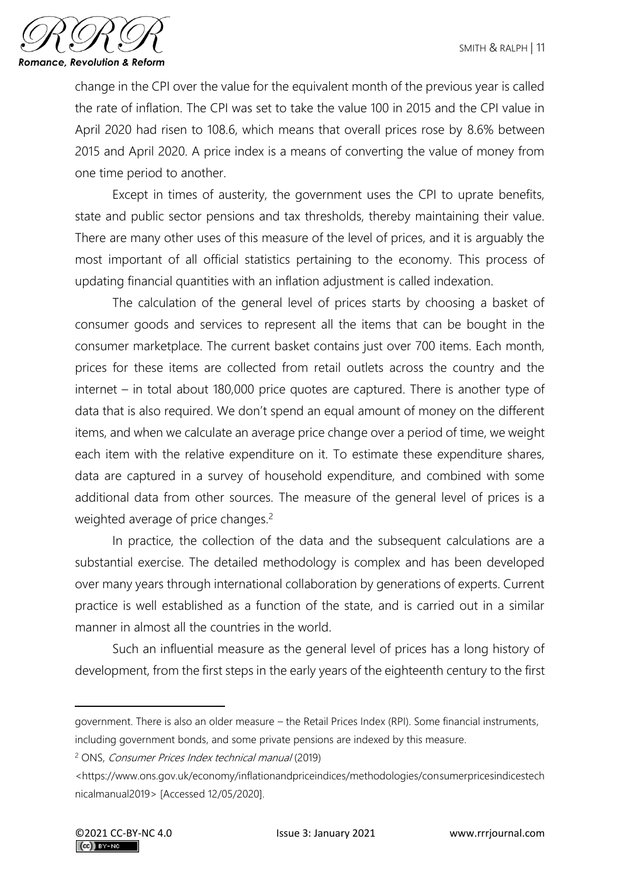change in the CPI over the value for the equivalent month of the previous year is called the rate of inflation. The CPI was set to take the value 100 in 2015 and the CPI value in April 2020 had risen to 108.6, which means that overall prices rose by 8.6% between 2015 and April 2020. A price index is a means of converting the value of money from one time period to another.

Except in times of austerity, the government uses the CPI to uprate benefits, state and public sector pensions and tax thresholds, thereby maintaining their value. There are many other uses of this measure of the level of prices, and it is arguably the most important of all official statistics pertaining to the economy. This process of updating financial quantities with an inflation adjustment is called indexation.

The calculation of the general level of prices starts by choosing a basket of consumer goods and services to represent all the items that can be bought in the consumer marketplace. The current basket contains just over 700 items. Each month, prices for these items are collected from retail outlets across the country and the internet – in total about 180,000 price quotes are captured. There is another type of data that is also required. We don't spend an equal amount of money on the different items, and when we calculate an average price change over a period of time, we weight each item with the relative expenditure on it. To estimate these expenditure shares, data are captured in a survey of household expenditure, and combined with some additional data from other sources. The measure of the general level of prices is a weighted average of price changes.[2]

In practice, the collection of the data and the subsequent calculations are a substantial exercise. The detailed methodology is complex and has been developed over many years through international collaboration by generations of experts. Current practice is well established as a function of the state, and is carried out in a similar manner in almost all the countries in the world.

Such an influential measure as the general level of prices has a long history of development, from the first steps in the early years of the eighteenth century to the first

---

government. There is also an older measure – the Retail Prices Index (RPI). Some financial instruments, including government bonds, and some private pensions are indexed by this measure.

[2] ONS, *Consumer Prices Index technical manual* (2019) <https://www.ons.gov.uk/economy/inflationandpriceindices/methodologies/consumerpricesindicestechnicalmanual2019> [Accessed 12/05/2020].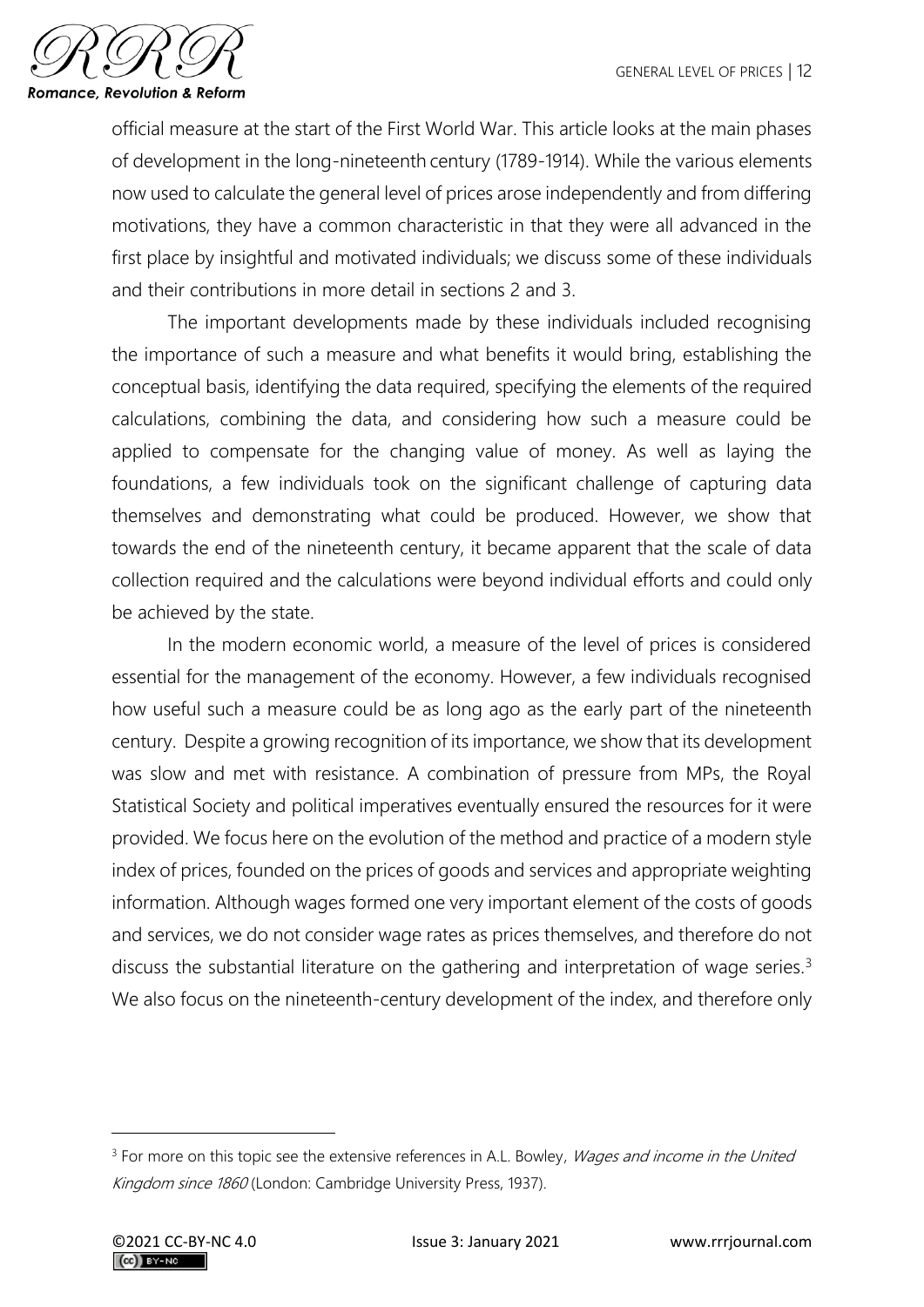official measure at the start of the First World War. This article looks at the main phases of development in the long-nineteenth century (1789-1914). While the various elements now used to calculate the general level of prices arose independently and from differing motivations, they have a common characteristic in that they were all advanced in the first place by insightful and motivated individuals; we discuss some of these individuals and their contributions in more detail in sections 2 and 3.

The important developments made by these individuals included recognising the importance of such a measure and what benefits it would bring, establishing the conceptual basis, identifying the data required, specifying the elements of the required calculations, combining the data, and considering how such a measure could be applied to compensate for the changing value of money. As well as laying the foundations, a few individuals took on the significant challenge of capturing data themselves and demonstrating what could be produced. However, we show that towards the end of the nineteenth century, it became apparent that the scale of data collection required and the calculations were beyond individual efforts and could only be achieved by the state.

In the modern economic world, a measure of the level of prices is considered essential for the management of the economy. However, a few individuals recognised how useful such a measure could be as long ago as the early part of the nineteenth century. Despite a growing recognition of its importance, we show that its development was slow and met with resistance. A combination of pressure from MPs, the Royal Statistical Society and political imperatives eventually ensured the resources for it were provided. We focus here on the evolution of the method and practice of a modern style index of prices, founded on the prices of goods and services and appropriate weighting information. Although wages formed one very important element of the costs of goods and services, we do not consider wage rates as prices themselves, and therefore do not discuss the substantial literature on the gathering and interpretation of wage series.[3] We also focus on the nineteenth-century development of the index, and therefore only

---

[3] For more on this topic see the extensive references in A.L. Bowley, *Wages and income in the United Kingdom since 1860* (London: Cambridge University Press, 1937).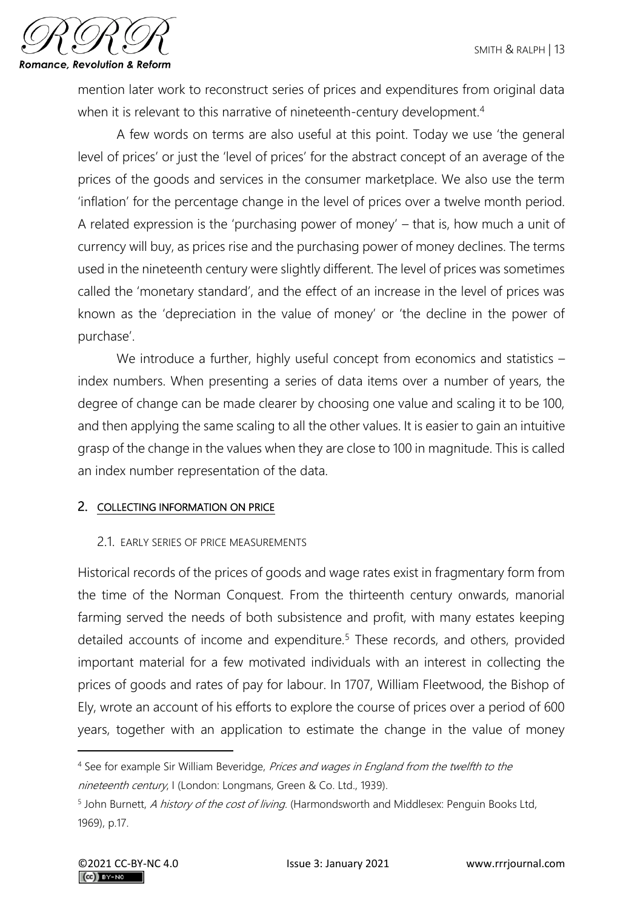mention later work to reconstruct series of prices and expenditures from original data when it is relevant to this narrative of nineteenth-century development.[4]

A few words on terms are also useful at this point. Today we use 'the general level of prices' or just the 'level of prices' for the abstract concept of an average of the prices of the goods and services in the consumer marketplace. We also use the term 'inflation' for the percentage change in the level of prices over a twelve month period. A related expression is the 'purchasing power of money' – that is, how much a unit of currency will buy, as prices rise and the purchasing power of money declines. The terms used in the nineteenth century were slightly different. The level of prices was sometimes called the 'monetary standard', and the effect of an increase in the level of prices was known as the 'depreciation in the value of money' or 'the decline in the power of purchase'.

We introduce a further, highly useful concept from economics and statistics – index numbers. When presenting a series of data items over a number of years, the degree of change can be made clearer by choosing one value and scaling it to be 100, and then applying the same scaling to all the other values. It is easier to gain an intuitive grasp of the change in the values when they are close to 100 in magnitude. This is called an index number representation of the data.

## 2. COLLECTING INFORMATION ON PRICE

### 2.1. EARLY SERIES OF PRICE MEASUREMENTS

Historical records of the prices of goods and wage rates exist in fragmentary form from the time of the Norman Conquest. From the thirteenth century onwards, manorial farming served the needs of both subsistence and profit, with many estates keeping detailed accounts of income and expenditure.[5] These records, and others, provided important material for a few motivated individuals with an interest in collecting the prices of goods and rates of pay for labour. In 1707, William Fleetwood, the Bishop of Ely, wrote an account of his efforts to explore the course of prices over a period of 600 years, together with an application to estimate the change in the value of money

---

[4] See for example Sir William Beveridge, *Prices and wages in England from the twelfth to the nineteenth century*, I (London: Longmans, Green & Co. Ltd., 1939).

[5] John Burnett, *A history of the cost of living*. (Harmondsworth and Middlesex: Penguin Books Ltd, 1969), p.17.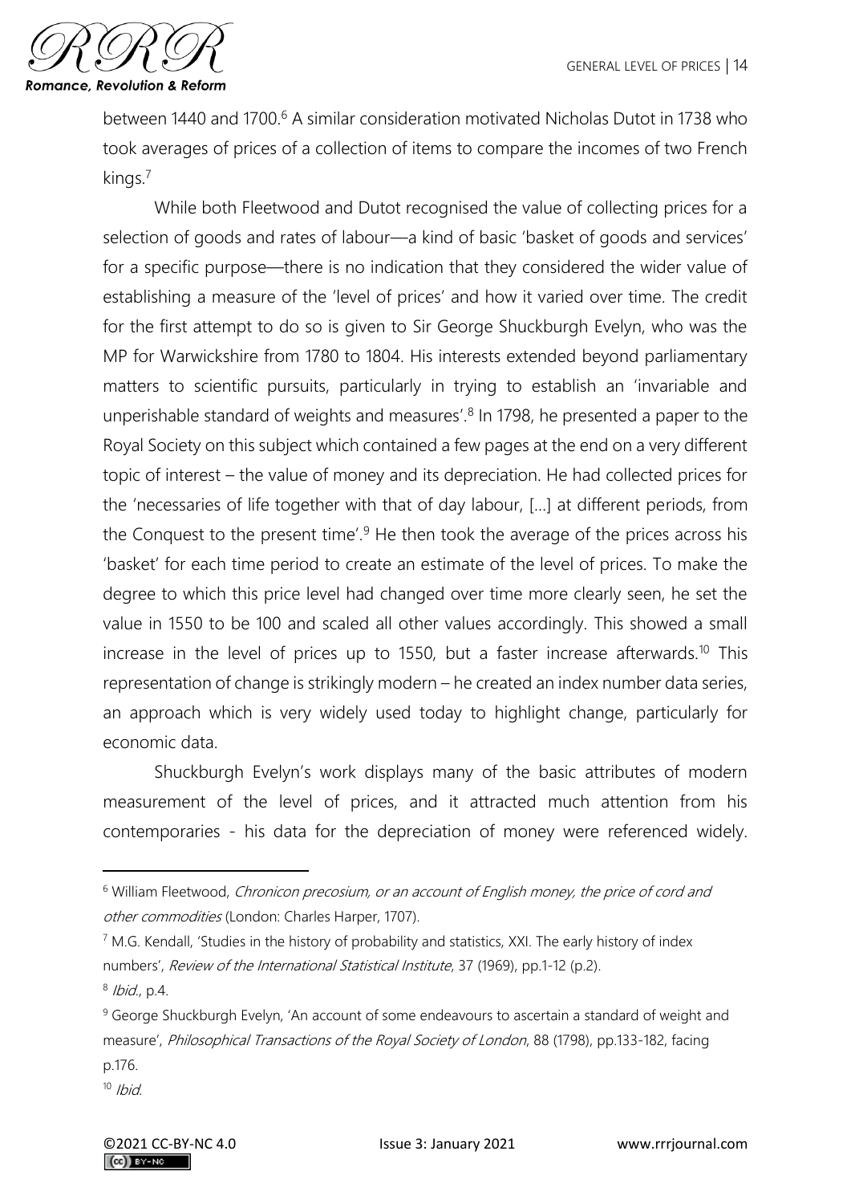between 1440 and 1700.[6] A similar consideration motivated Nicholas Dutot in 1738 who took averages of prices of a collection of items to compare the incomes of two French kings.[7]

While both Fleetwood and Dutot recognised the value of collecting prices for a selection of goods and rates of labour—a kind of basic 'basket of goods and services' for a specific purpose—there is no indication that they considered the wider value of establishing a measure of the 'level of prices' and how it varied over time. The credit for the first attempt to do so is given to Sir George Shuckburgh Evelyn, who was the MP for Warwickshire from 1780 to 1804. His interests extended beyond parliamentary matters to scientific pursuits, particularly in trying to establish an 'invariable and unperishable standard of weights and measures'.[8] In 1798, he presented a paper to the Royal Society on this subject which contained a few pages at the end on a very different topic of interest – the value of money and its depreciation. He had collected prices for the 'necessaries of life together with that of day labour, [...] at different periods, from the Conquest to the present time'.[9] He then took the average of the prices across his 'basket' for each time period to create an estimate of the level of prices. To make the degree to which this price level had changed over time more clearly seen, he set the value in 1550 to be 100 and scaled all other values accordingly. This showed a small increase in the level of prices up to 1550, but a faster increase afterwards.[10] This representation of change is strikingly modern – he created an index number data series, an approach which is very widely used today to highlight change, particularly for economic data.

Shuckburgh Evelyn's work displays many of the basic attributes of modern measurement of the level of prices, and it attracted much attention from his contemporaries - his data for the depreciation of money were referenced widely.

---

[6] William Fleetwood, *Chronicon precosium, or an account of English money, the price of cord and other commodities* (London: Charles Harper, 1707).

[7] M.G. Kendall, 'Studies in the history of probability and statistics, XXI. The early history of index numbers', *Review of the International Statistical Institute*, 37 (1969), pp.1-12 (p.2).

[8] *Ibid.*, p.4.

[9] George Shuckburgh Evelyn, 'An account of some endeavours to ascertain a standard of weight and measure', *Philosophical Transactions of the Royal Society of London*, 88 (1798), pp.133-182, facing p.176.

[10] *Ibid.*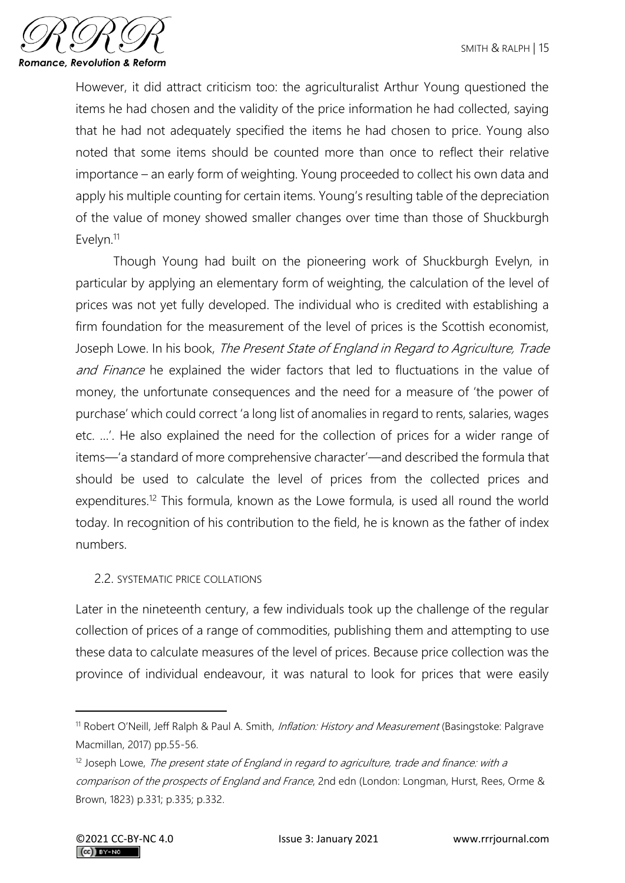However, it did attract criticism too: the agriculturalist Arthur Young questioned the items he had chosen and the validity of the price information he had collected, saying that he had not adequately specified the items he had chosen to price. Young also noted that some items should be counted more than once to reflect their relative importance – an early form of weighting. Young proceeded to collect his own data and apply his multiple counting for certain items. Young's resulting table of the depreciation of the value of money showed smaller changes over time than those of Shuckburgh Evelyn.[11]

Though Young had built on the pioneering work of Shuckburgh Evelyn, in particular by applying an elementary form of weighting, the calculation of the level of prices was not yet fully developed. The individual who is credited with establishing a firm foundation for the measurement of the level of prices is the Scottish economist, Joseph Lowe. In his book, *The Present State of England in Regard to Agriculture, Trade and Finance* he explained the wider factors that led to fluctuations in the value of money, the unfortunate consequences and the need for a measure of 'the power of purchase' which could correct 'a long list of anomalies in regard to rents, salaries, wages etc. ...'. He also explained the need for the collection of prices for a wider range of items—'a standard of more comprehensive character'—and described the formula that should be used to calculate the level of prices from the collected prices and expenditures.[12] This formula, known as the Lowe formula, is used all round the world today. In recognition of his contribution to the field, he is known as the father of index numbers.

### 2.2. SYSTEMATIC PRICE COLLATIONS

Later in the nineteenth century, a few individuals took up the challenge of the regular collection of prices of a range of commodities, publishing them and attempting to use these data to calculate measures of the level of prices. Because price collection was the province of individual endeavour, it was natural to look for prices that were easily

---

[11] Robert O'Neill, Jeff Ralph & Paul A. Smith, *Inflation: History and Measurement* (Basingstoke: Palgrave Macmillan, 2017) pp.55-56.

[12] Joseph Lowe, *The present state of England in regard to agriculture, trade and finance: with a comparison of the prospects of England and France*, 2nd edn (London: Longman, Hurst, Rees, Orme & Brown, 1823) p.331; p.335; p.332.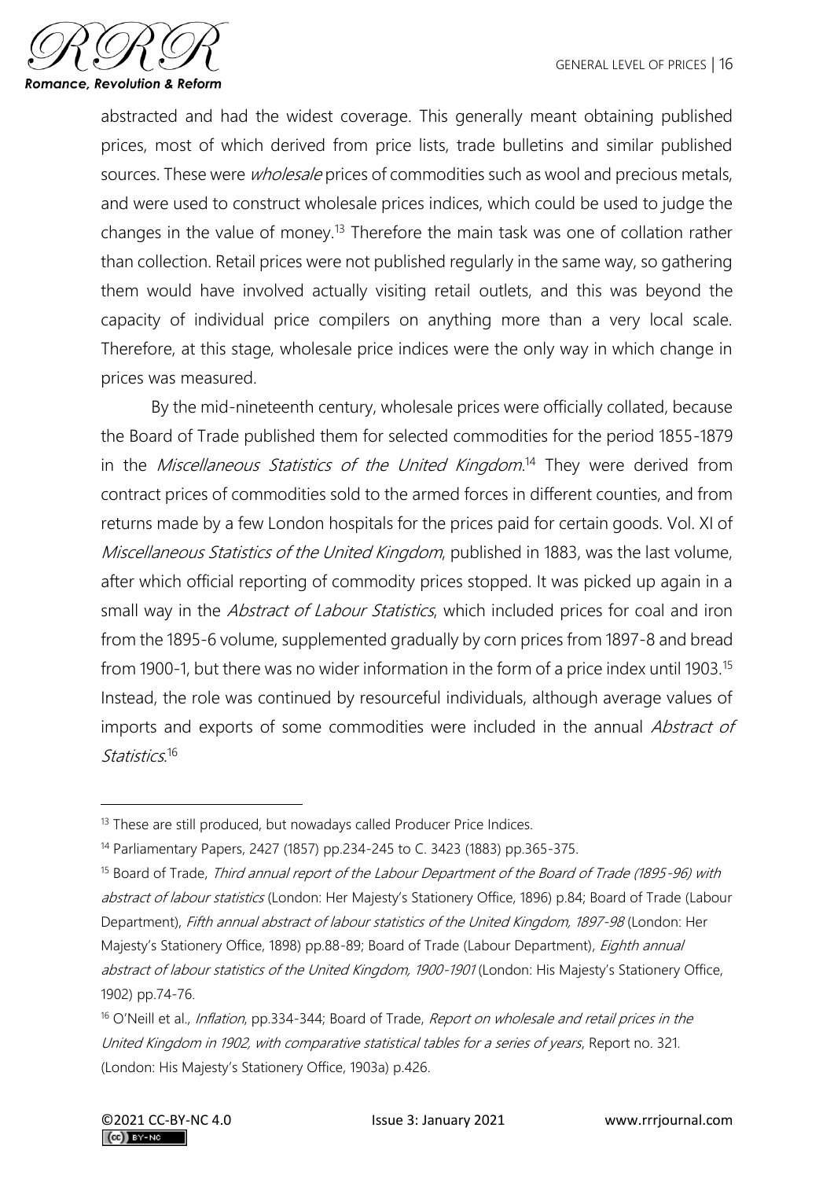abstracted and had the widest coverage. This generally meant obtaining published prices, most of which derived from price lists, trade bulletins and similar published sources. These were *wholesale* prices of commodities such as wool and precious metals, and were used to construct wholesale prices indices, which could be used to judge the changes in the value of money.[13] Therefore the main task was one of collation rather than collection. Retail prices were not published regularly in the same way, so gathering them would have involved actually visiting retail outlets, and this was beyond the capacity of individual price compilers on anything more than a very local scale. Therefore, at this stage, wholesale price indices were the only way in which change in prices was measured.

By the mid-nineteenth century, wholesale prices were officially collated, because the Board of Trade published them for selected commodities for the period 1855-1879 in the *Miscellaneous Statistics of the United Kingdom*.[14] They were derived from contract prices of commodities sold to the armed forces in different counties, and from returns made by a few London hospitals for the prices paid for certain goods. Vol. XI of *Miscellaneous Statistics of the United Kingdom*, published in 1883, was the last volume, after which official reporting of commodity prices stopped. It was picked up again in a small way in the *Abstract of Labour Statistics*, which included prices for coal and iron from the 1895-6 volume, supplemented gradually by corn prices from 1897-8 and bread from 1900-1, but there was no wider information in the form of a price index until 1903.[15] Instead, the role was continued by resourceful individuals, although average values of imports and exports of some commodities were included in the annual *Abstract of Statistics*.[16]

---

[13] These are still produced, but nowadays called Producer Price Indices.

[14] Parliamentary Papers, 2427 (1857) pp.234-245 to C. 3423 (1883) pp.365-375.

[15] Board of Trade, *Third annual report of the Labour Department of the Board of Trade (1895-96) with abstract of labour statistics* (London: Her Majesty's Stationery Office, 1896) p.84; Board of Trade (Labour Department), *Fifth annual abstract of labour statistics of the United Kingdom, 1897-98* (London: Her Majesty's Stationery Office, 1898) pp.88-89; Board of Trade (Labour Department), *Eighth annual abstract of labour statistics of the United Kingdom, 1900-1901* (London: His Majesty's Stationery Office, 1902) pp.74-76.

[16] O'Neill et al., *Inflation*, pp.334-344; Board of Trade, *Report on wholesale and retail prices in the United Kingdom in 1902, with comparative statistical tables for a series of years*, Report no. 321. (London: His Majesty's Stationery Office, 1903a) p.426.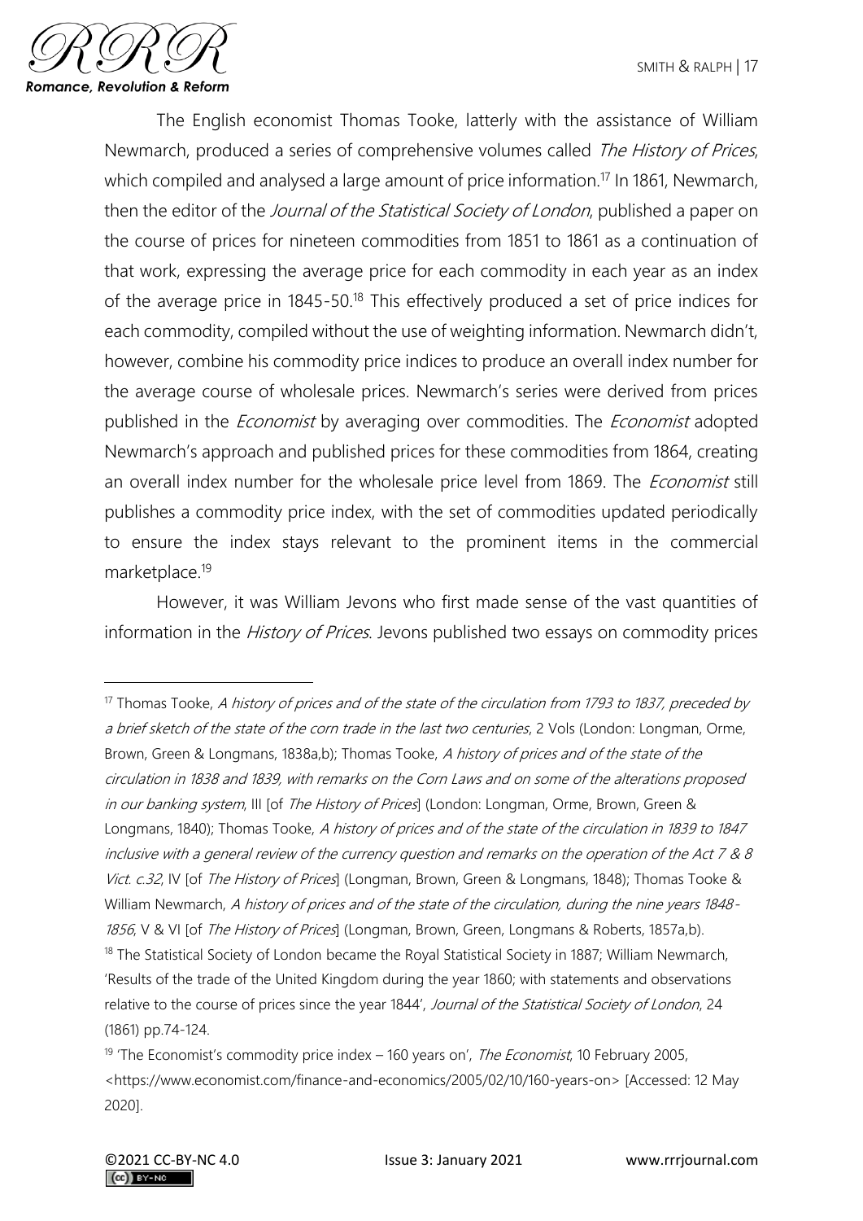The English economist Thomas Tooke, latterly with the assistance of William Newmarch, produced a series of comprehensive volumes called *The History of Prices*, which compiled and analysed a large amount of price information.[17] In 1861, Newmarch, then the editor of the *Journal of the Statistical Society of London*, published a paper on the course of prices for nineteen commodities from 1851 to 1861 as a continuation of that work, expressing the average price for each commodity in each year as an index of the average price in 1845-50.[18] This effectively produced a set of price indices for each commodity, compiled without the use of weighting information. Newmarch didn't, however, combine his commodity price indices to produce an overall index number for the average course of wholesale prices. Newmarch's series were derived from prices published in the *Economist* by averaging over commodities. The *Economist* adopted Newmarch's approach and published prices for these commodities from 1864, creating an overall index number for the wholesale price level from 1869. The *Economist* still publishes a commodity price index, with the set of commodities updated periodically to ensure the index stays relevant to the prominent items in the commercial marketplace.[19]

However, it was William Jevons who first made sense of the vast quantities of information in the *History of Prices*. Jevons published two essays on commodity prices

---

[17] Thomas Tooke, *A history of prices and of the state of the circulation from 1793 to 1837, preceded by a brief sketch of the state of the corn trade in the last two centuries*, 2 Vols (London: Longman, Orme, Brown, Green & Longmans, 1838a,b); Thomas Tooke, *A history of prices and of the state of the circulation in 1838 and 1839, with remarks on the Corn Laws and on some of the alterations proposed in our banking system*, III [of *The History of Prices*] (London: Longman, Orme, Brown, Green & Longmans, 1840); Thomas Tooke, *A history of prices and of the state of the circulation in 1839 to 1847 inclusive with a general review of the currency question and remarks on the operation of the Act 7 & 8 Vict. c.32*, IV [of *The History of Prices*] (Longman, Brown, Green & Longmans, 1848); Thomas Tooke & William Newmarch, *A history of prices and of the state of the circulation, during the nine years 1848-1856*, V & VI [of *The History of Prices*] (Longman, Brown, Green, Longmans & Roberts, 1857a,b).

[18] The Statistical Society of London became the Royal Statistical Society in 1887; William Newmarch, 'Results of the trade of the United Kingdom during the year 1860; with statements and observations relative to the course of prices since the year 1844', *Journal of the Statistical Society of London*, 24 (1861) pp.74-124.

[19] 'The Economist's commodity price index – 160 years on', *The Economist*, 10 February 2005, <https://www.economist.com/finance-and-economics/2005/02/10/160-years-on> [Accessed: 12 May 2020].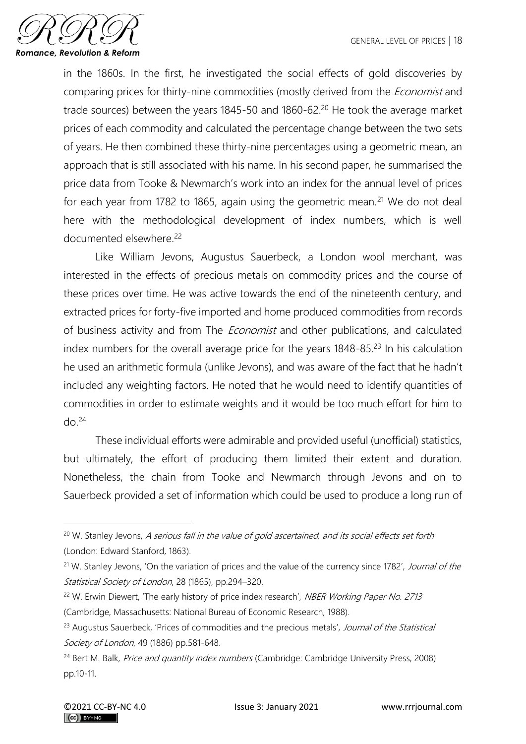in the 1860s. In the first, he investigated the social effects of gold discoveries by comparing prices for thirty-nine commodities (mostly derived from the *Economist* and trade sources) between the years 1845-50 and 1860-62.[20] He took the average market prices of each commodity and calculated the percentage change between the two sets of years. He then combined these thirty-nine percentages using a geometric mean, an approach that is still associated with his name. In his second paper, he summarised the price data from Tooke & Newmarch's work into an index for the annual level of prices for each year from 1782 to 1865, again using the geometric mean.[21] We do not deal here with the methodological development of index numbers, which is well documented elsewhere.[22]

Like William Jevons, Augustus Sauerbeck, a London wool merchant, was interested in the effects of precious metals on commodity prices and the course of these prices over time. He was active towards the end of the nineteenth century, and extracted prices for forty-five imported and home produced commodities from records of business activity and from The *Economist* and other publications, and calculated index numbers for the overall average price for the years 1848-85.[23] In his calculation he used an arithmetic formula (unlike Jevons), and was aware of the fact that he hadn't included any weighting factors. He noted that he would need to identify quantities of commodities in order to estimate weights and it would be too much effort for him to do.[24]

These individual efforts were admirable and provided useful (unofficial) statistics, but ultimately, the effort of producing them limited their extent and duration. Nonetheless, the chain from Tooke and Newmarch through Jevons and on to Sauerbeck provided a set of information which could be used to produce a long run of

---

[20] W. Stanley Jevons, *A serious fall in the value of gold ascertained, and its social effects set forth* (London: Edward Stanford, 1863).

[21] W. Stanley Jevons, 'On the variation of prices and the value of the currency since 1782', *Journal of the Statistical Society of London*, 28 (1865), pp.294–320.

[22] W. Erwin Diewert, 'The early history of price index research', *NBER Working Paper No. 2713* (Cambridge, Massachusetts: National Bureau of Economic Research, 1988).

[23] Augustus Sauerbeck, 'Prices of commodities and the precious metals', *Journal of the Statistical Society of London*, 49 (1886) pp.581-648.

[24] Bert M. Balk, *Price and quantity index numbers* (Cambridge: Cambridge University Press, 2008) pp.10-11.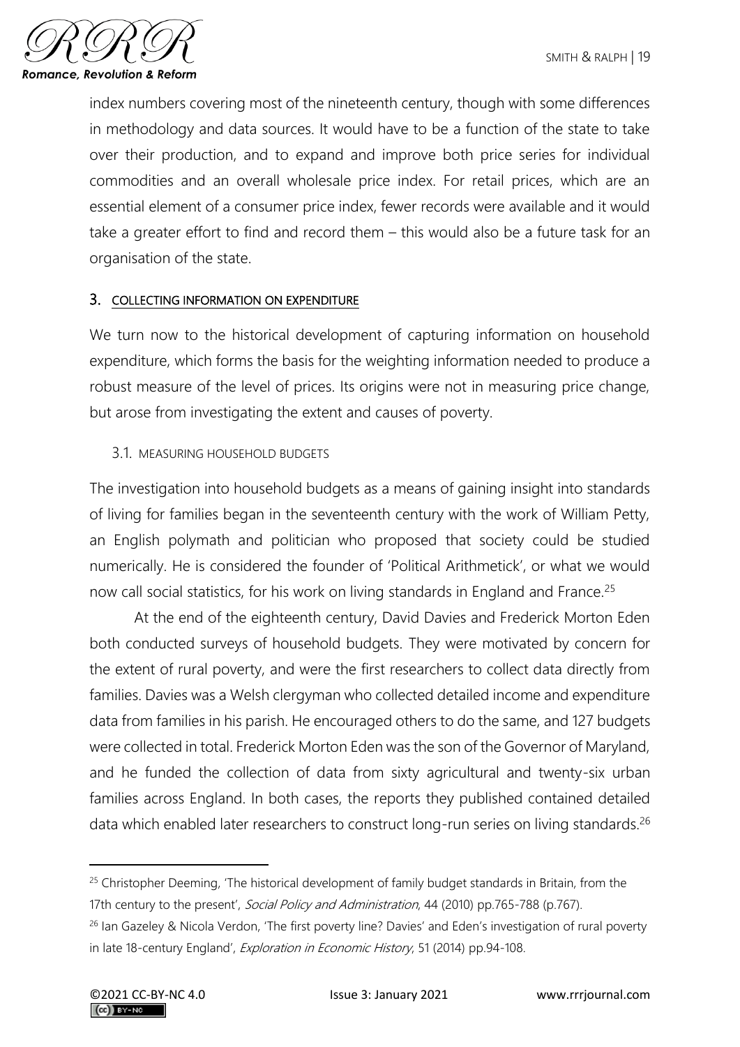index numbers covering most of the nineteenth century, though with some differences in methodology and data sources. It would have to be a function of the state to take over their production, and to expand and improve both price series for individual commodities and an overall wholesale price index. For retail prices, which are an essential element of a consumer price index, fewer records were available and it would take a greater effort to find and record them – this would also be a future task for an organisation of the state.

## 3. COLLECTING INFORMATION ON EXPENDITURE

We turn now to the historical development of capturing information on household expenditure, which forms the basis for the weighting information needed to produce a robust measure of the level of prices. Its origins were not in measuring price change, but arose from investigating the extent and causes of poverty.

### 3.1. MEASURING HOUSEHOLD BUDGETS

The investigation into household budgets as a means of gaining insight into standards of living for families began in the seventeenth century with the work of William Petty, an English polymath and politician who proposed that society could be studied numerically. He is considered the founder of 'Political Arithmetick', or what we would now call social statistics, for his work on living standards in England and France.[25]

At the end of the eighteenth century, David Davies and Frederick Morton Eden both conducted surveys of household budgets. They were motivated by concern for the extent of rural poverty, and were the first researchers to collect data directly from families. Davies was a Welsh clergyman who collected detailed income and expenditure data from families in his parish. He encouraged others to do the same, and 127 budgets were collected in total. Frederick Morton Eden was the son of the Governor of Maryland, and he funded the collection of data from sixty agricultural and twenty-six urban families across England. In both cases, the reports they published contained detailed data which enabled later researchers to construct long-run series on living standards.[26]

---

[25] Christopher Deeming, 'The historical development of family budget standards in Britain, from the 17th century to the present', *Social Policy and Administration*, 44 (2010) pp.765-788 (p.767).

[26] Ian Gazeley & Nicola Verdon, 'The first poverty line? Davies' and Eden's investigation of rural poverty in late 18-century England', *Exploration in Economic History*, 51 (2014) pp.94-108.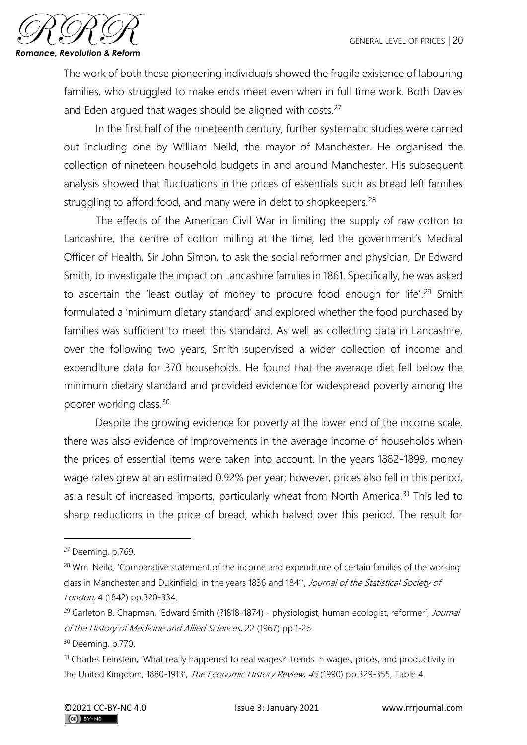The work of both these pioneering individuals showed the fragile existence of labouring families, who struggled to make ends meet even when in full time work. Both Davies and Eden argued that wages should be aligned with costs.[27]

In the first half of the nineteenth century, further systematic studies were carried out including one by William Neild, the mayor of Manchester. He organised the collection of nineteen household budgets in and around Manchester. His subsequent analysis showed that fluctuations in the prices of essentials such as bread left families struggling to afford food, and many were in debt to shopkeepers.[28]

The effects of the American Civil War in limiting the supply of raw cotton to Lancashire, the centre of cotton milling at the time, led the government's Medical Officer of Health, Sir John Simon, to ask the social reformer and physician, Dr Edward Smith, to investigate the impact on Lancashire families in 1861. Specifically, he was asked to ascertain the 'least outlay of money to procure food enough for life'.[29] Smith formulated a 'minimum dietary standard' and explored whether the food purchased by families was sufficient to meet this standard. As well as collecting data in Lancashire, over the following two years, Smith supervised a wider collection of income and expenditure data for 370 households. He found that the average diet fell below the minimum dietary standard and provided evidence for widespread poverty among the poorer working class.[30]

Despite the growing evidence for poverty at the lower end of the income scale, there was also evidence of improvements in the average income of households when the prices of essential items were taken into account. In the years 1882-1899, money wage rates grew at an estimated 0.92% per year; however, prices also fell in this period, as a result of increased imports, particularly wheat from North America.[31] This led to sharp reductions in the price of bread, which halved over this period. The result for

---

[27] Deeming, p.769.

[28] Wm. Neild, 'Comparative statement of the income and expenditure of certain families of the working class in Manchester and Dukinfield, in the years 1836 and 1841', *Journal of the Statistical Society of London*, 4 (1842) pp.320-334.

[29] Carleton B. Chapman, 'Edward Smith (?1818-1874) - physiologist, human ecologist, reformer', *Journal of the History of Medicine and Allied Sciences*, 22 (1967) pp.1-26.

[30] Deeming, p.770.

[31] Charles Feinstein, 'What really happened to real wages?: trends in wages, prices, and productivity in the United Kingdom, 1880-1913', *The Economic History Review*, *43* (1990) pp.329-355, Table 4.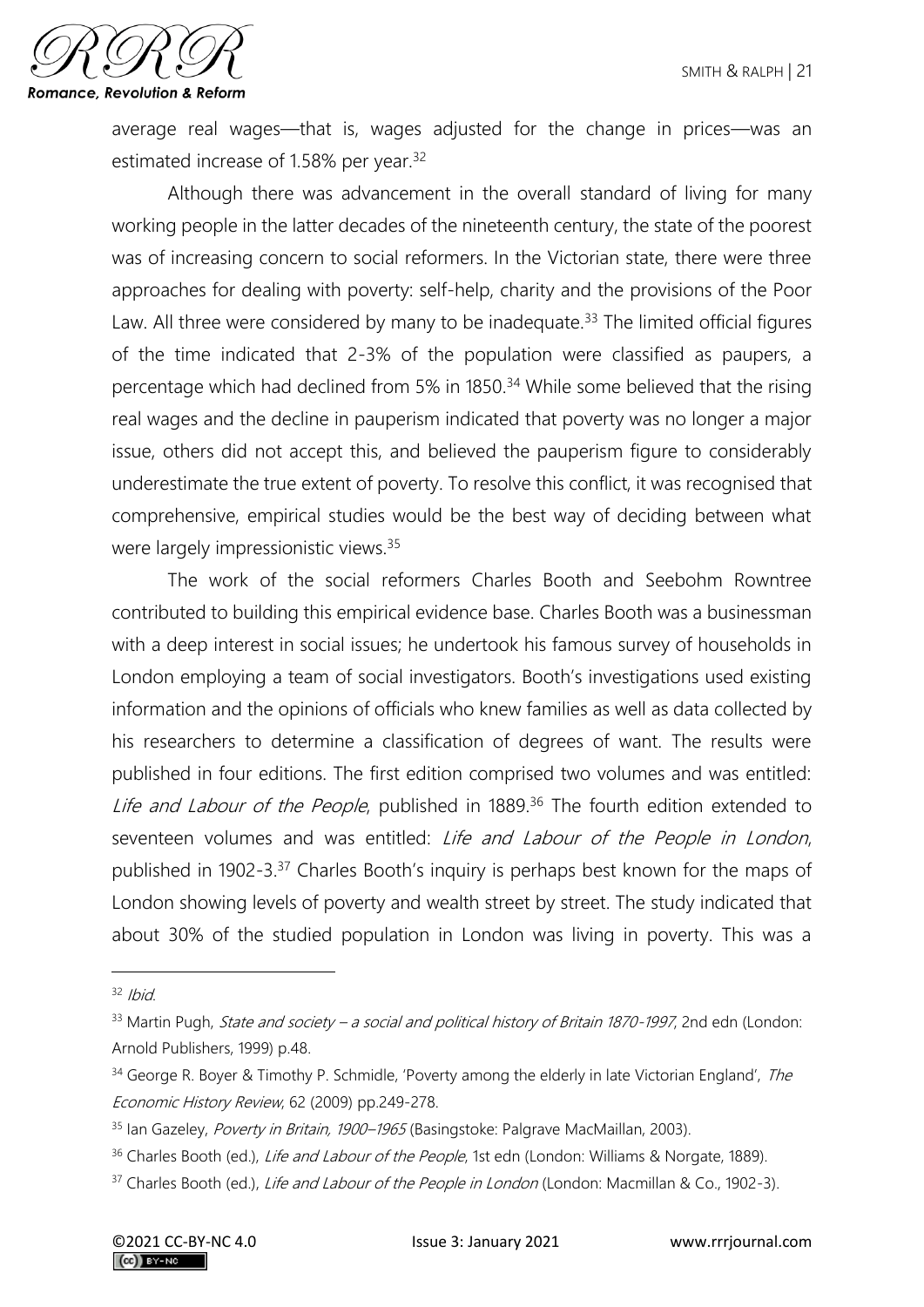average real wages—that is, wages adjusted for the change in prices—was an estimated increase of 1.58% per year.[32]

Although there was advancement in the overall standard of living for many working people in the latter decades of the nineteenth century, the state of the poorest was of increasing concern to social reformers. In the Victorian state, there were three approaches for dealing with poverty: self-help, charity and the provisions of the Poor Law. All three were considered by many to be inadequate.[33] The limited official figures of the time indicated that 2-3% of the population were classified as paupers, a percentage which had declined from 5% in 1850.[34] While some believed that the rising real wages and the decline in pauperism indicated that poverty was no longer a major issue, others did not accept this, and believed the pauperism figure to considerably underestimate the true extent of poverty. To resolve this conflict, it was recognised that comprehensive, empirical studies would be the best way of deciding between what were largely impressionistic views.[35]

The work of the social reformers Charles Booth and Seebohm Rowntree contributed to building this empirical evidence base. Charles Booth was a businessman with a deep interest in social issues; he undertook his famous survey of households in London employing a team of social investigators. Booth's investigations used existing information and the opinions of officials who knew families as well as data collected by his researchers to determine a classification of degrees of want. The results were published in four editions. The first edition comprised two volumes and was entitled: *Life and Labour of the People*, published in 1889.[36] The fourth edition extended to seventeen volumes and was entitled: *Life and Labour of the People in London*, published in 1902-3.[37] Charles Booth's inquiry is perhaps best known for the maps of London showing levels of poverty and wealth street by street. The study indicated that about 30% of the studied population in London was living in poverty. This was a

---

[32] *Ibid*.

[33] Martin Pugh, *State and society – a social and political history of Britain 1870-1997*, 2nd edn (London: Arnold Publishers, 1999) p.48.

[34] George R. Boyer & Timothy P. Schmidle, 'Poverty among the elderly in late Victorian England', *The Economic History Review*, 62 (2009) pp.249-278.

[35] Ian Gazeley, *Poverty in Britain, 1900–1965* (Basingstoke: Palgrave MacMaillan, 2003).

[36] Charles Booth (ed.), *Life and Labour of the People*, 1st edn (London: Williams & Norgate, 1889).

[37] Charles Booth (ed.), *Life and Labour of the People in London* (London: Macmillan & Co., 1902-3).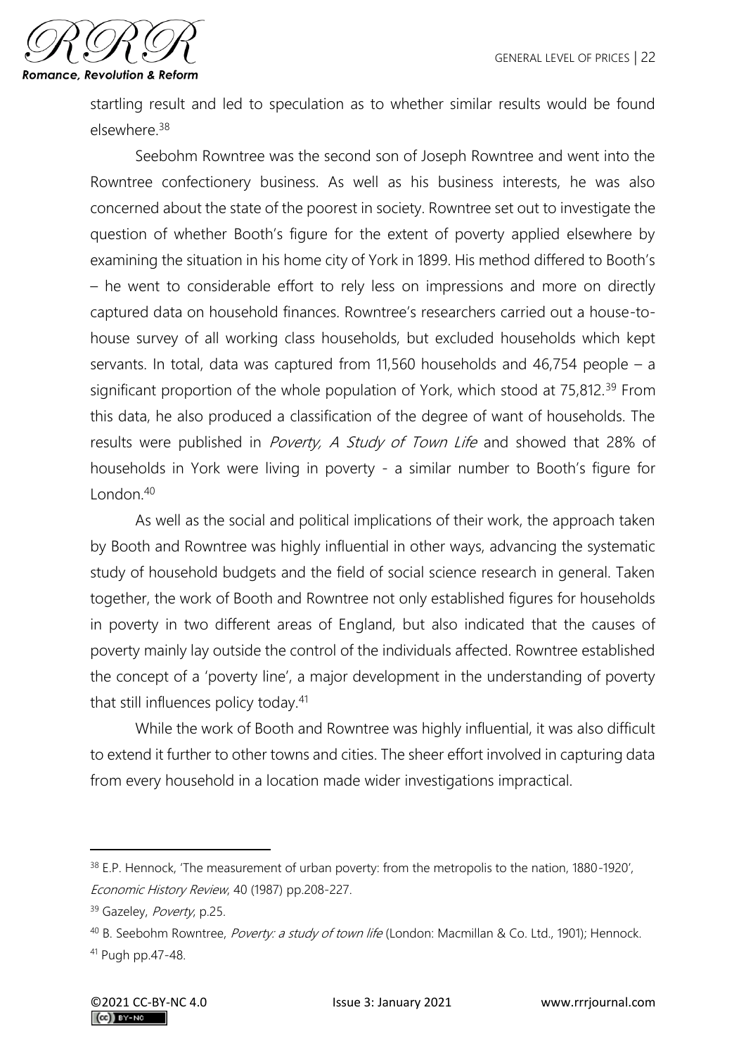startling result and led to speculation as to whether similar results would be found elsewhere.[38]

Seebohm Rowntree was the second son of Joseph Rowntree and went into the Rowntree confectionery business. As well as his business interests, he was also concerned about the state of the poorest in society. Rowntree set out to investigate the question of whether Booth's figure for the extent of poverty applied elsewhere by examining the situation in his home city of York in 1899. His method differed to Booth's – he went to considerable effort to rely less on impressions and more on directly captured data on household finances. Rowntree's researchers carried out a house-to-house survey of all working class households, but excluded households which kept servants. In total, data was captured from 11,560 households and 46,754 people – a significant proportion of the whole population of York, which stood at 75,812.[39] From this data, he also produced a classification of the degree of want of households. The results were published in *Poverty, A Study of Town Life* and showed that 28% of households in York were living in poverty - a similar number to Booth's figure for London.[40]

As well as the social and political implications of their work, the approach taken by Booth and Rowntree was highly influential in other ways, advancing the systematic study of household budgets and the field of social science research in general. Taken together, the work of Booth and Rowntree not only established figures for households in poverty in two different areas of England, but also indicated that the causes of poverty mainly lay outside the control of the individuals affected. Rowntree established the concept of a 'poverty line', a major development in the understanding of poverty that still influences policy today.[41]

While the work of Booth and Rowntree was highly influential, it was also difficult to extend it further to other towns and cities. The sheer effort involved in capturing data from every household in a location made wider investigations impractical.

---

[38] E.P. Hennock, 'The measurement of urban poverty: from the metropolis to the nation, 1880-1920', *Economic History Review*, 40 (1987) pp.208-227.

[39] Gazeley, *Poverty*, p.25.

[40] B. Seebohm Rowntree, *Poverty: a study of town life* (London: Macmillan & Co. Ltd., 1901); Hennock.

[41] Pugh pp.47-48.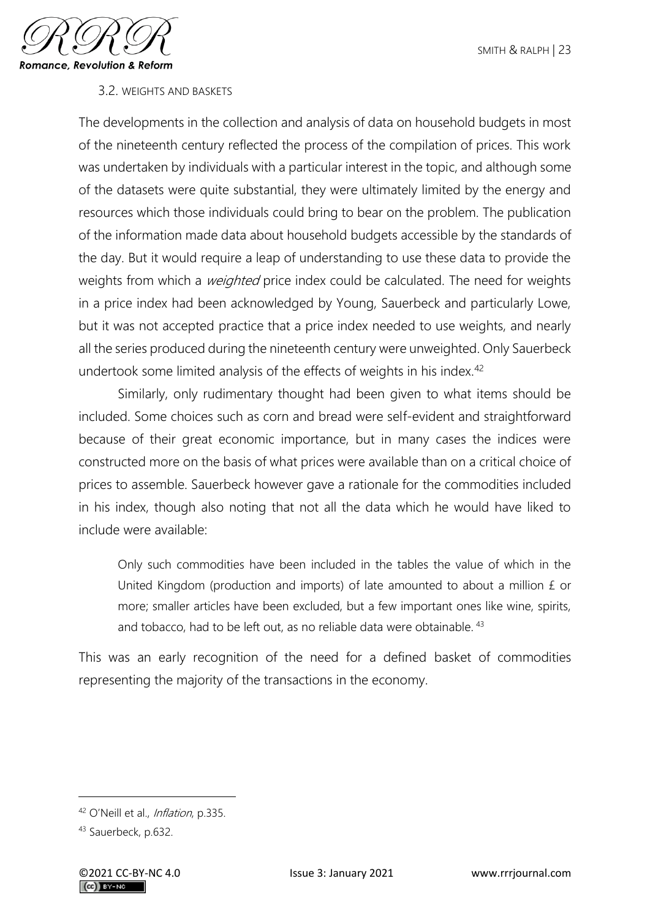### 3.2. WEIGHTS AND BASKETS

The developments in the collection and analysis of data on household budgets in most of the nineteenth century reflected the process of the compilation of prices. This work was undertaken by individuals with a particular interest in the topic, and although some of the datasets were quite substantial, they were ultimately limited by the energy and resources which those individuals could bring to bear on the problem. The publication of the information made data about household budgets accessible by the standards of the day. But it would require a leap of understanding to use these data to provide the weights from which a *weighted* price index could be calculated. The need for weights in a price index had been acknowledged by Young, Sauerbeck and particularly Lowe, but it was not accepted practice that a price index needed to use weights, and nearly all the series produced during the nineteenth century were unweighted. Only Sauerbeck undertook some limited analysis of the effects of weights in his index.[42]

Similarly, only rudimentary thought had been given to what items should be included. Some choices such as corn and bread were self-evident and straightforward because of their great economic importance, but in many cases the indices were constructed more on the basis of what prices were available than on a critical choice of prices to assemble. Sauerbeck however gave a rationale for the commodities included in his index, though also noting that not all the data which he would have liked to include were available:

> Only such commodities have been included in the tables the value of which in the United Kingdom (production and imports) of late amounted to about a million £ or more; smaller articles have been excluded, but a few important ones like wine, spirits, and tobacco, had to be left out, as no reliable data were obtainable.[43]

This was an early recognition of the need for a defined basket of commodities representing the majority of the transactions in the economy.

---

[42] O'Neill et al., *Inflation*, p.335.

[43] Sauerbeck, p.632.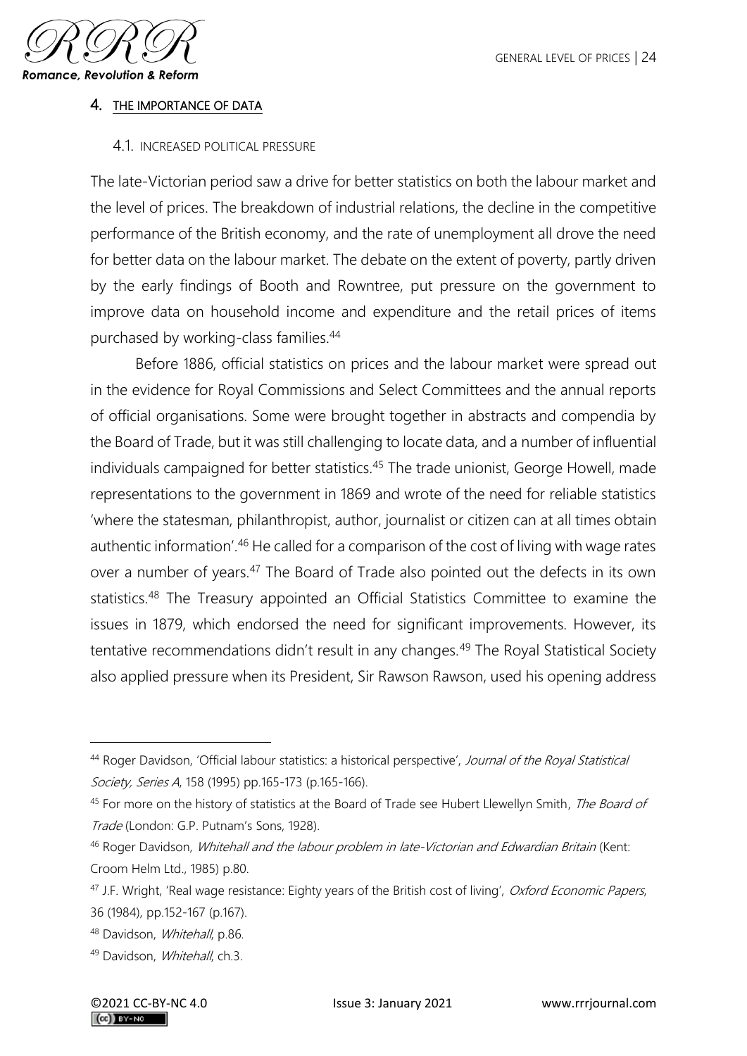## 4. THE IMPORTANCE OF DATA

### 4.1. INCREASED POLITICAL PRESSURE

The late-Victorian period saw a drive for better statistics on both the labour market and the level of prices. The breakdown of industrial relations, the decline in the competitive performance of the British economy, and the rate of unemployment all drove the need for better data on the labour market. The debate on the extent of poverty, partly driven by the early findings of Booth and Rowntree, put pressure on the government to improve data on household income and expenditure and the retail prices of items purchased by working-class families.[44]

Before 1886, official statistics on prices and the labour market were spread out in the evidence for Royal Commissions and Select Committees and the annual reports of official organisations. Some were brought together in abstracts and compendia by the Board of Trade, but it was still challenging to locate data, and a number of influential individuals campaigned for better statistics.[45] The trade unionist, George Howell, made representations to the government in 1869 and wrote of the need for reliable statistics 'where the statesman, philanthropist, author, journalist or citizen can at all times obtain authentic information'.[46] He called for a comparison of the cost of living with wage rates over a number of years.[47] The Board of Trade also pointed out the defects in its own statistics.[48] The Treasury appointed an Official Statistics Committee to examine the issues in 1879, which endorsed the need for significant improvements. However, its tentative recommendations didn't result in any changes.[49] The Royal Statistical Society also applied pressure when its President, Sir Rawson Rawson, used his opening address

---

[44] Roger Davidson, 'Official labour statistics: a historical perspective', *Journal of the Royal Statistical Society, Series A*, 158 (1995) pp.165-173 (p.165-166).

[45] For more on the history of statistics at the Board of Trade see Hubert Llewellyn Smith, *The Board of Trade* (London: G.P. Putnam's Sons, 1928).

[46] Roger Davidson, *Whitehall and the labour problem in late-Victorian and Edwardian Britain* (Kent: Croom Helm Ltd., 1985) p.80.

[47] J.F. Wright, 'Real wage resistance: Eighty years of the British cost of living', *Oxford Economic Papers*, 36 (1984), pp.152-167 (p.167).

[48] Davidson, *Whitehall*, p.86.

[49] Davidson, *Whitehall*, ch.3.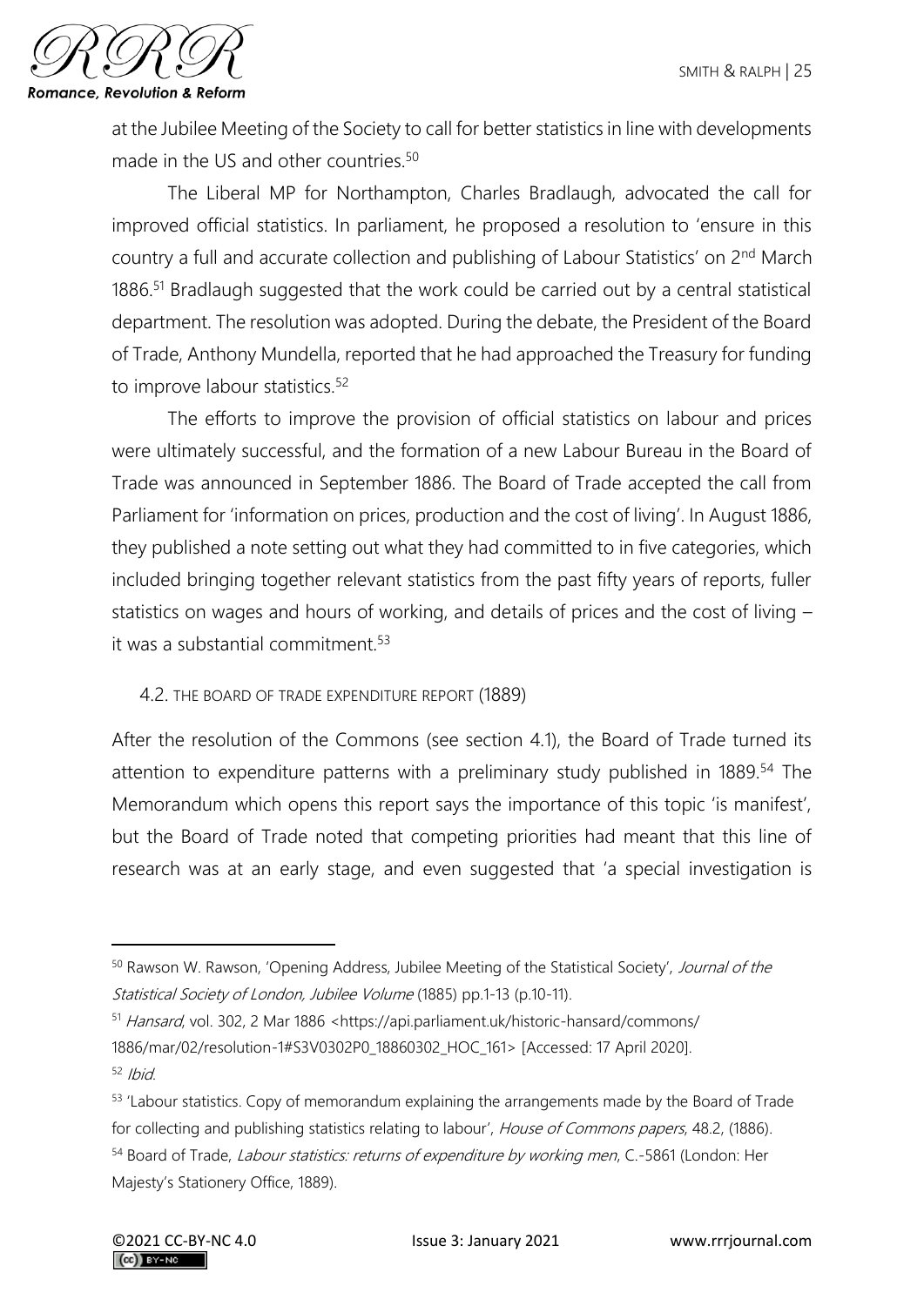at the Jubilee Meeting of the Society to call for better statistics in line with developments made in the US and other countries.[50]

The Liberal MP for Northampton, Charles Bradlaugh, advocated the call for improved official statistics. In parliament, he proposed a resolution to 'ensure in this country a full and accurate collection and publishing of Labour Statistics' on 2nd March 1886.[51] Bradlaugh suggested that the work could be carried out by a central statistical department. The resolution was adopted. During the debate, the President of the Board of Trade, Anthony Mundella, reported that he had approached the Treasury for funding to improve labour statistics.[52]

The efforts to improve the provision of official statistics on labour and prices were ultimately successful, and the formation of a new Labour Bureau in the Board of Trade was announced in September 1886. The Board of Trade accepted the call from Parliament for 'information on prices, production and the cost of living'. In August 1886, they published a note setting out what they had committed to in five categories, which included bringing together relevant statistics from the past fifty years of reports, fuller statistics on wages and hours of working, and details of prices and the cost of living – it was a substantial commitment.[53]

### 4.2. THE BOARD OF TRADE EXPENDITURE REPORT (1889)

After the resolution of the Commons (see section 4.1), the Board of Trade turned its attention to expenditure patterns with a preliminary study published in 1889.[54] The Memorandum which opens this report says the importance of this topic 'is manifest', but the Board of Trade noted that competing priorities had meant that this line of research was at an early stage, and even suggested that 'a special investigation is

---

[50] Rawson W. Rawson, 'Opening Address, Jubilee Meeting of the Statistical Society', *Journal of the Statistical Society of London, Jubilee Volume* (1885) pp.1-13 (p.10-11).

[51] *Hansard*, vol. 302, 2 Mar 1886 <https://api.parliament.uk/historic-hansard/commons/1886/mar/02/resolution-1#S3V0302P0_18860302_HOC_161> [Accessed: 17 April 2020].

[52] *Ibid.*

[53] 'Labour statistics. Copy of memorandum explaining the arrangements made by the Board of Trade for collecting and publishing statistics relating to labour', *House of Commons papers*, 48.2, (1886).

[54] Board of Trade, *Labour statistics: returns of expenditure by working men*, C.-5861 (London: Her Majesty's Stationery Office, 1889).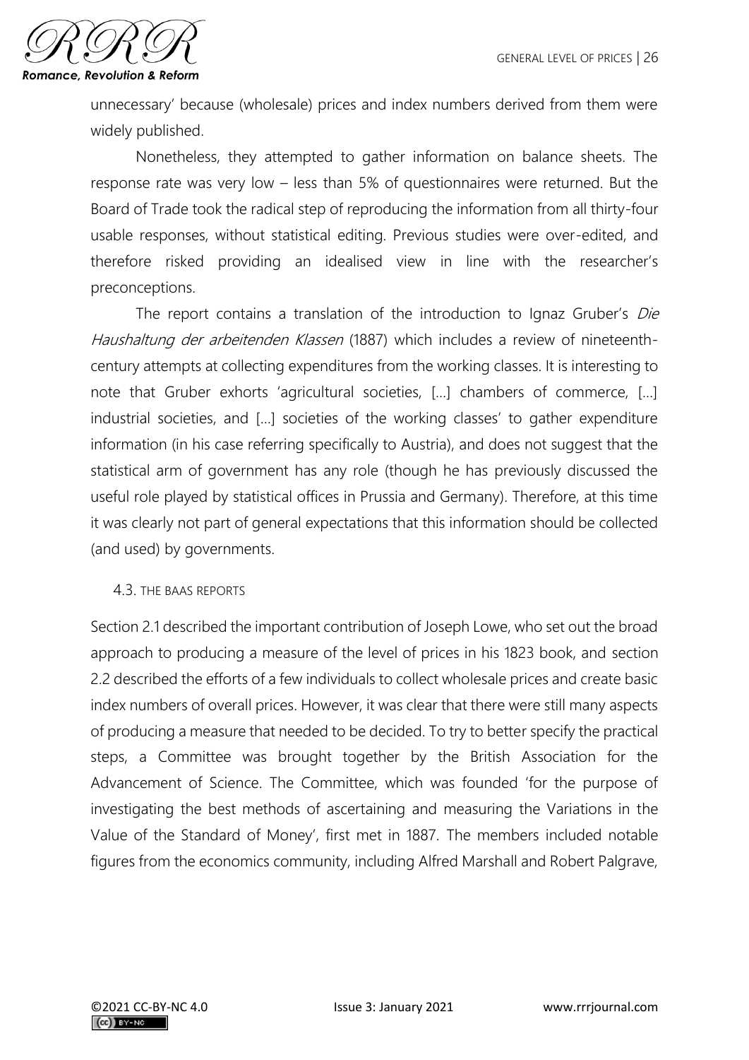unnecessary' because (wholesale) prices and index numbers derived from them were widely published.

Nonetheless, they attempted to gather information on balance sheets. The response rate was very low – less than 5% of questionnaires were returned. But the Board of Trade took the radical step of reproducing the information from all thirty-four usable responses, without statistical editing. Previous studies were over-edited, and therefore risked providing an idealised view in line with the researcher's preconceptions.

The report contains a translation of the introduction to Ignaz Gruber's *Die Haushaltung der arbeitenden Klassen* (1887) which includes a review of nineteenth-century attempts at collecting expenditures from the working classes. It is interesting to note that Gruber exhorts 'agricultural societies, [...] chambers of commerce, [...] industrial societies, and [...] societies of the working classes' to gather expenditure information (in his case referring specifically to Austria), and does not suggest that the statistical arm of government has any role (though he has previously discussed the useful role played by statistical offices in Prussia and Germany). Therefore, at this time it was clearly not part of general expectations that this information should be collected (and used) by governments.

### 4.3. THE BAAS REPORTS

Section 2.1 described the important contribution of Joseph Lowe, who set out the broad approach to producing a measure of the level of prices in his 1823 book, and section 2.2 described the efforts of a few individuals to collect wholesale prices and create basic index numbers of overall prices. However, it was clear that there were still many aspects of producing a measure that needed to be decided. To try to better specify the practical steps, a Committee was brought together by the British Association for the Advancement of Science. The Committee, which was founded 'for the purpose of investigating the best methods of ascertaining and measuring the Variations in the Value of the Standard of Money', first met in 1887. The members included notable figures from the economics community, including Alfred Marshall and Robert Palgrave,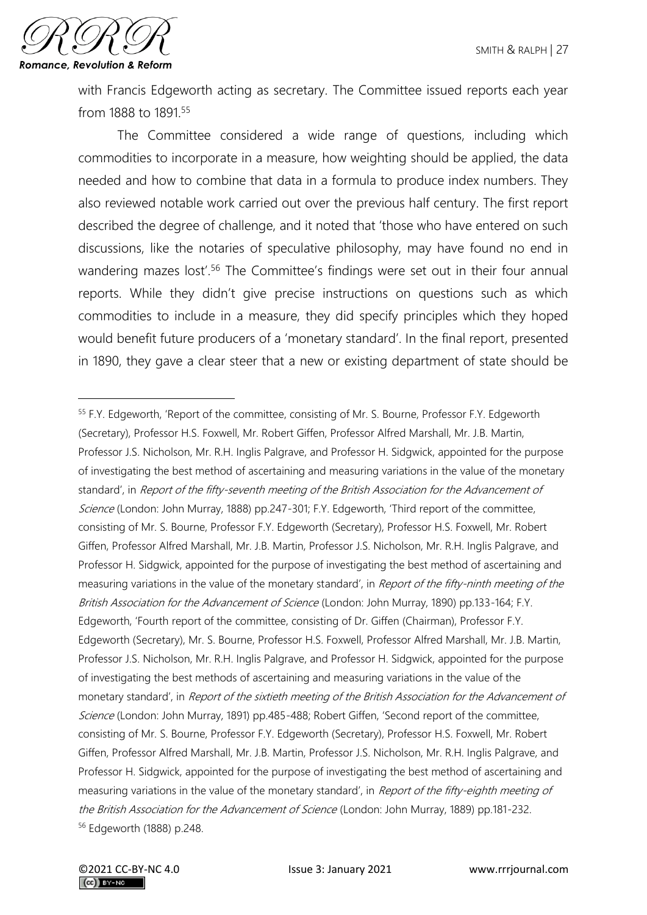with Francis Edgeworth acting as secretary. The Committee issued reports each year from 1888 to 1891.[55]

The Committee considered a wide range of questions, including which commodities to incorporate in a measure, how weighting should be applied, the data needed and how to combine that data in a formula to produce index numbers. They also reviewed notable work carried out over the previous half century. The first report described the degree of challenge, and it noted that 'those who have entered on such discussions, like the notaries of speculative philosophy, may have found no end in wandering mazes lost'.[56] The Committee's findings were set out in their four annual reports. While they didn't give precise instructions on questions such as which commodities to include in a measure, they did specify principles which they hoped would benefit future producers of a 'monetary standard'. In the final report, presented in 1890, they gave a clear steer that a new or existing department of state should be

---

[55] F.Y. Edgeworth, 'Report of the committee, consisting of Mr. S. Bourne, Professor F.Y. Edgeworth (Secretary), Professor H.S. Foxwell, Mr. Robert Giffen, Professor Alfred Marshall, Mr. J.B. Martin, Professor J.S. Nicholson, Mr. R.H. Inglis Palgrave, and Professor H. Sidgwick, appointed for the purpose of investigating the best method of ascertaining and measuring variations in the value of the monetary standard', in *Report of the fifty-seventh meeting of the British Association for the Advancement of Science* (London: John Murray, 1888) pp.247-301; F.Y. Edgeworth, 'Third report of the committee, consisting of Mr. S. Bourne, Professor F.Y. Edgeworth (Secretary), Professor H.S. Foxwell, Mr. Robert Giffen, Professor Alfred Marshall, Mr. J.B. Martin, Professor J.S. Nicholson, Mr. R.H. Inglis Palgrave, and Professor H. Sidgwick, appointed for the purpose of investigating the best method of ascertaining and measuring variations in the value of the monetary standard', in *Report of the fifty-ninth meeting of the British Association for the Advancement of Science* (London: John Murray, 1890) pp.133-164; F.Y. Edgeworth, 'Fourth report of the committee, consisting of Dr. Giffen (Chairman), Professor F.Y. Edgeworth (Secretary), Mr. S. Bourne, Professor H.S. Foxwell, Professor Alfred Marshall, Mr. J.B. Martin, Professor J.S. Nicholson, Mr. R.H. Inglis Palgrave, and Professor H. Sidgwick, appointed for the purpose of investigating the best methods of ascertaining and measuring variations in the value of the monetary standard', in *Report of the sixtieth meeting of the British Association for the Advancement of Science* (London: John Murray, 1891) pp.485-488; Robert Giffen, 'Second report of the committee, consisting of Mr. S. Bourne, Professor F.Y. Edgeworth (Secretary), Professor H.S. Foxwell, Mr. Robert Giffen, Professor Alfred Marshall, Mr. J.B. Martin, Professor J.S. Nicholson, Mr. R.H. Inglis Palgrave, and Professor H. Sidgwick, appointed for the purpose of investigating the best method of ascertaining and measuring variations in the value of the monetary standard', in *Report of the fifty-eighth meeting of the British Association for the Advancement of Science* (London: John Murray, 1889) pp.181-232.

[56] Edgeworth (1888) p.248.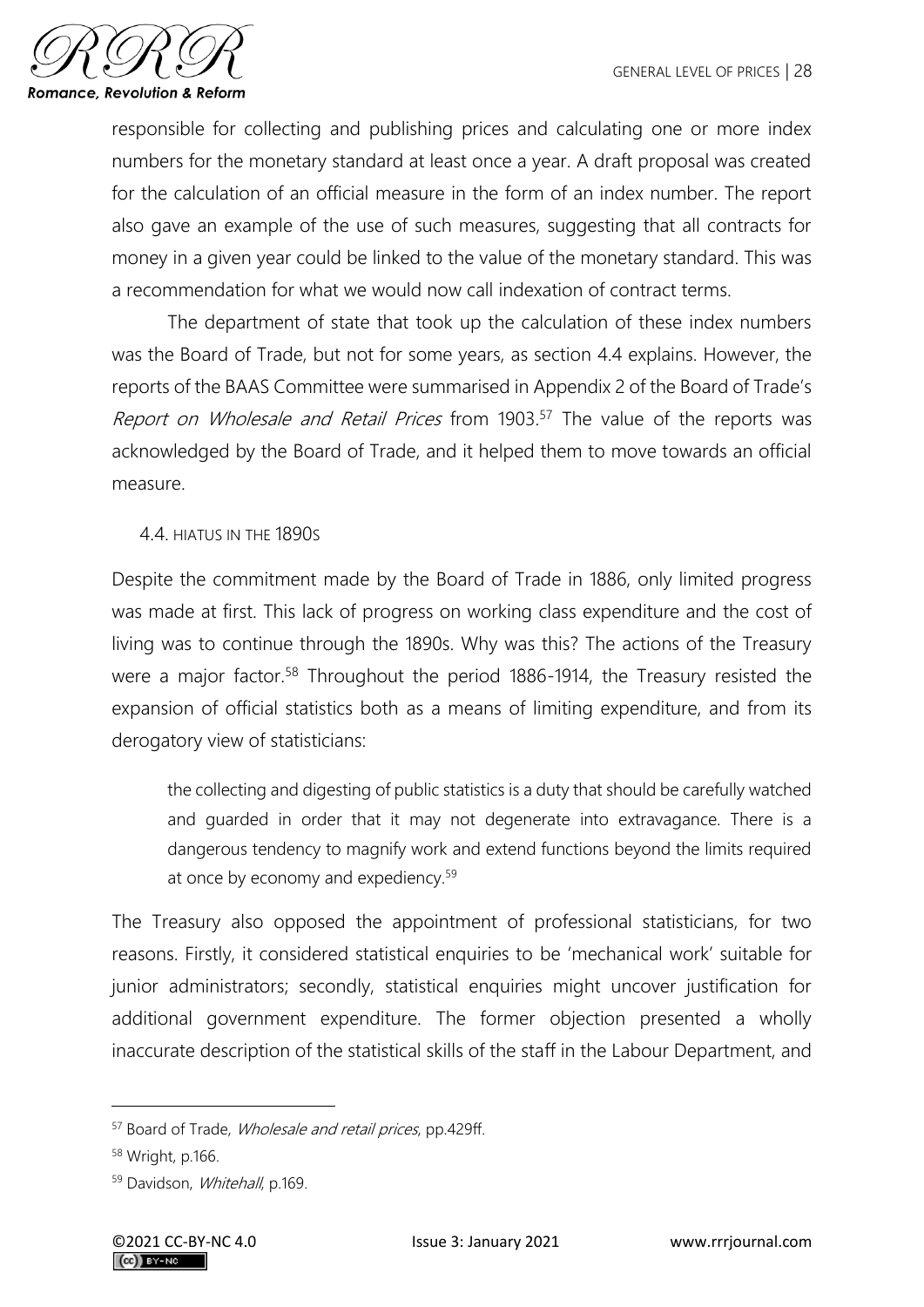responsible for collecting and publishing prices and calculating one or more index numbers for the monetary standard at least once a year. A draft proposal was created for the calculation of an official measure in the form of an index number. The report also gave an example of the use of such measures, suggesting that all contracts for money in a given year could be linked to the value of the monetary standard. This was a recommendation for what we would now call indexation of contract terms.

The department of state that took up the calculation of these index numbers was the Board of Trade, but not for some years, as section 4.4 explains. However, the reports of the BAAS Committee were summarised in Appendix 2 of the Board of Trade's *Report on Wholesale and Retail Prices* from 1903.[57] The value of the reports was acknowledged by the Board of Trade, and it helped them to move towards an official measure.

### 4.4. HIATUS IN THE 1890S

Despite the commitment made by the Board of Trade in 1886, only limited progress was made at first. This lack of progress on working class expenditure and the cost of living was to continue through the 1890s. Why was this? The actions of the Treasury were a major factor.[58] Throughout the period 1886-1914, the Treasury resisted the expansion of official statistics both as a means of limiting expenditure, and from its derogatory view of statisticians:

> the collecting and digesting of public statistics is a duty that should be carefully watched and guarded in order that it may not degenerate into extravagance. There is a dangerous tendency to magnify work and extend functions beyond the limits required at once by economy and expediency.[59]

The Treasury also opposed the appointment of professional statisticians, for two reasons. Firstly, it considered statistical enquiries to be 'mechanical work' suitable for junior administrators; secondly, statistical enquiries might uncover justification for additional government expenditure. The former objection presented a wholly inaccurate description of the statistical skills of the staff in the Labour Department, and

---

[57] Board of Trade, *Wholesale and retail prices*, pp.429ff.

[58] Wright, p.166.

[59] Davidson, *Whitehall*, p.169.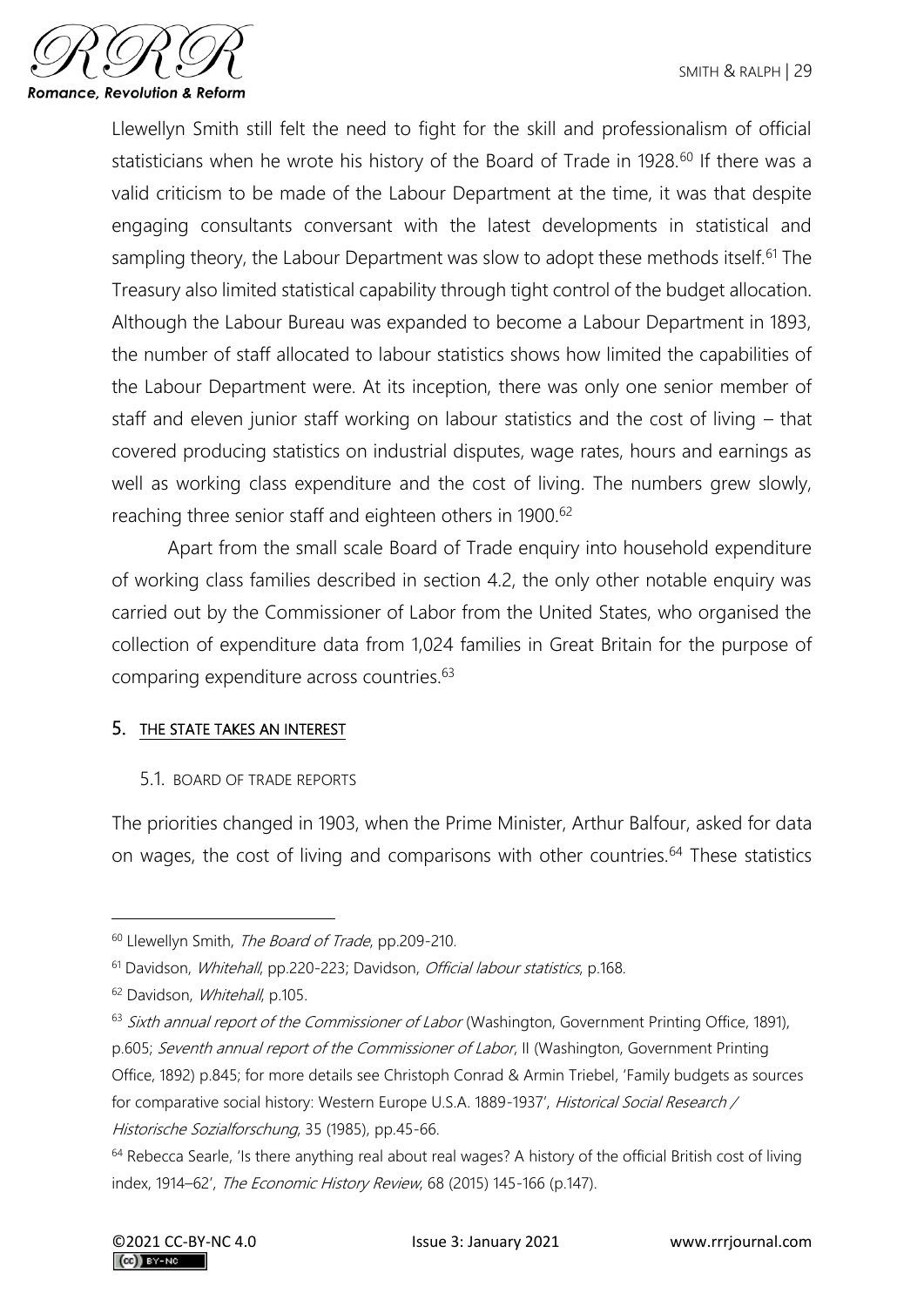Llewellyn Smith still felt the need to fight for the skill and professionalism of official statisticians when he wrote his history of the Board of Trade in 1928.[60] If there was a valid criticism to be made of the Labour Department at the time, it was that despite engaging consultants conversant with the latest developments in statistical and sampling theory, the Labour Department was slow to adopt these methods itself.[61] The Treasury also limited statistical capability through tight control of the budget allocation. Although the Labour Bureau was expanded to become a Labour Department in 1893, the number of staff allocated to labour statistics shows how limited the capabilities of the Labour Department were. At its inception, there was only one senior member of staff and eleven junior staff working on labour statistics and the cost of living – that covered producing statistics on industrial disputes, wage rates, hours and earnings as well as working class expenditure and the cost of living. The numbers grew slowly, reaching three senior staff and eighteen others in 1900.[62]

Apart from the small scale Board of Trade enquiry into household expenditure of working class families described in section 4.2, the only other notable enquiry was carried out by the Commissioner of Labor from the United States, who organised the collection of expenditure data from 1,024 families in Great Britain for the purpose of comparing expenditure across countries.[63]

## 5. THE STATE TAKES AN INTEREST

### 5.1. BOARD OF TRADE REPORTS

The priorities changed in 1903, when the Prime Minister, Arthur Balfour, asked for data on wages, the cost of living and comparisons with other countries.[64] These statistics

---

[60] Llewellyn Smith, *The Board of Trade*, pp.209-210.

[61] Davidson, *Whitehall*, pp.220-223; Davidson, *Official labour statistics*, p.168.

[62] Davidson, *Whitehall*, p.105.

[63] *Sixth annual report of the Commissioner of Labor* (Washington, Government Printing Office, 1891), p.605; *Seventh annual report of the Commissioner of Labor*, II (Washington, Government Printing Office, 1892) p.845; for more details see Christoph Conrad & Armin Triebel, 'Family budgets as sources for comparative social history: Western Europe U.S.A. 1889-1937', *Historical Social Research / Historische Sozialforschung*, 35 (1985), pp.45-66.

[64] Rebecca Searle, 'Is there anything real about real wages? A history of the official British cost of living index, 1914–62', *The Economic History Review*, 68 (2015) 145-166 (p.147).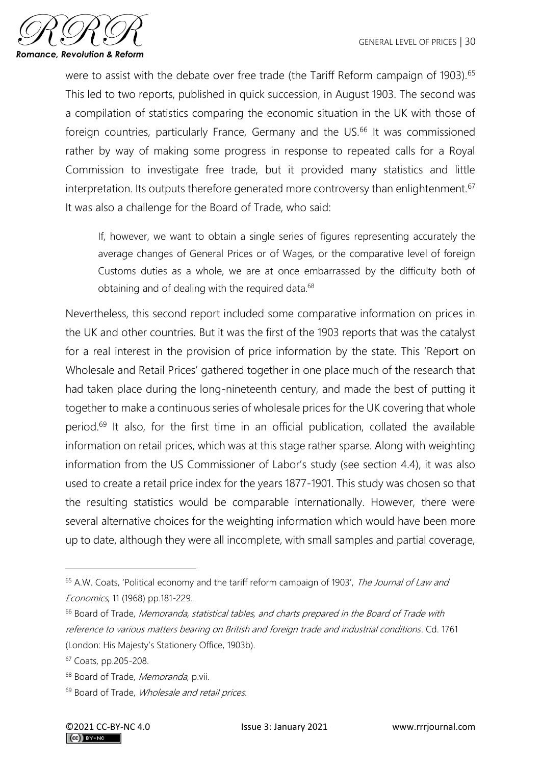were to assist with the debate over free trade (the Tariff Reform campaign of 1903).[65] This led to two reports, published in quick succession, in August 1903. The second was a compilation of statistics comparing the economic situation in the UK with those of foreign countries, particularly France, Germany and the US.[66] It was commissioned rather by way of making some progress in response to repeated calls for a Royal Commission to investigate free trade, but it provided many statistics and little interpretation. Its outputs therefore generated more controversy than enlightenment.[67] It was also a challenge for the Board of Trade, who said:

> If, however, we want to obtain a single series of figures representing accurately the average changes of General Prices or of Wages, or the comparative level of foreign Customs duties as a whole, we are at once embarrassed by the difficulty both of obtaining and of dealing with the required data.[68]

Nevertheless, this second report included some comparative information on prices in the UK and other countries. But it was the first of the 1903 reports that was the catalyst for a real interest in the provision of price information by the state. This 'Report on Wholesale and Retail Prices' gathered together in one place much of the research that had taken place during the long-nineteenth century, and made the best of putting it together to make a continuous series of wholesale prices for the UK covering that whole period.[69] It also, for the first time in an official publication, collated the available information on retail prices, which was at this stage rather sparse. Along with weighting information from the US Commissioner of Labor's study (see section 4.4), it was also used to create a retail price index for the years 1877-1901. This study was chosen so that the resulting statistics would be comparable internationally. However, there were several alternative choices for the weighting information which would have been more up to date, although they were all incomplete, with small samples and partial coverage,

---

[65] A.W. Coats, 'Political economy and the tariff reform campaign of 1903', *The Journal of Law and Economics*, 11 (1968) pp.181-229.

[66] Board of Trade, *Memoranda, statistical tables, and charts prepared in the Board of Trade with reference to various matters bearing on British and foreign trade and industrial conditions*. Cd. 1761 (London: His Majesty's Stationery Office, 1903b).

[67] Coats, pp.205-208.

[68] Board of Trade, *Memoranda*, p.vii.

[69] Board of Trade, *Wholesale and retail prices*.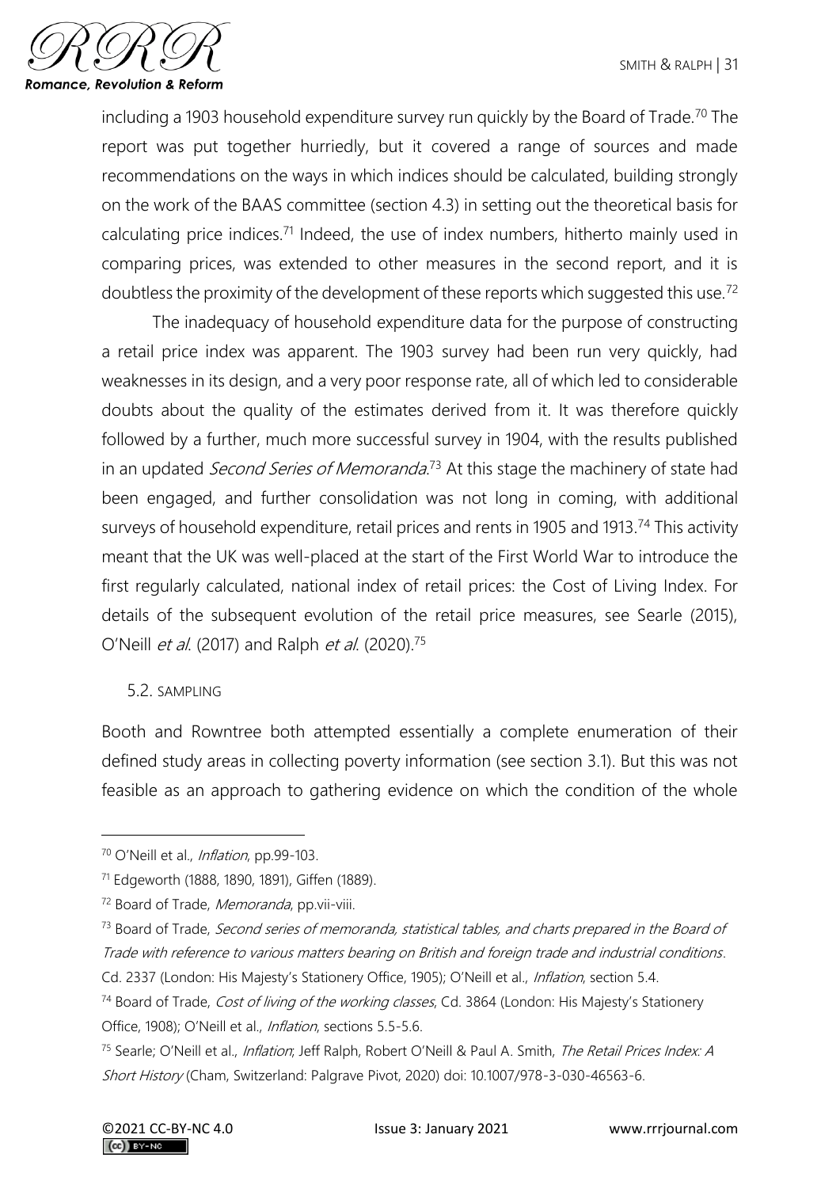including a 1903 household expenditure survey run quickly by the Board of Trade.[70] The report was put together hurriedly, but it covered a range of sources and made recommendations on the ways in which indices should be calculated, building strongly on the work of the BAAS committee (section 4.3) in setting out the theoretical basis for calculating price indices.[71] Indeed, the use of index numbers, hitherto mainly used in comparing prices, was extended to other measures in the second report, and it is doubtless the proximity of the development of these reports which suggested this use.[72]

The inadequacy of household expenditure data for the purpose of constructing a retail price index was apparent. The 1903 survey had been run very quickly, had weaknesses in its design, and a very poor response rate, all of which led to considerable doubts about the quality of the estimates derived from it. It was therefore quickly followed by a further, much more successful survey in 1904, with the results published in an updated *Second Series of Memoranda*.[73] At this stage the machinery of state had been engaged, and further consolidation was not long in coming, with additional surveys of household expenditure, retail prices and rents in 1905 and 1913.[74] This activity meant that the UK was well-placed at the start of the First World War to introduce the first regularly calculated, national index of retail prices: the Cost of Living Index. For details of the subsequent evolution of the retail price measures, see Searle (2015), O'Neill *et al*. (2017) and Ralph *et al*. (2020).[75]

### 5.2. SAMPLING

Booth and Rowntree both attempted essentially a complete enumeration of their defined study areas in collecting poverty information (see section 3.1). But this was not feasible as an approach to gathering evidence on which the condition of the whole

---

[70] O'Neill et al., *Inflation*, pp.99-103.

[71] Edgeworth (1888, 1890, 1891), Giffen (1889).

[72] Board of Trade, *Memoranda*, pp.vii-viii.

[73] Board of Trade, *Second series of memoranda, statistical tables, and charts prepared in the Board of Trade with reference to various matters bearing on British and foreign trade and industrial conditions*. Cd. 2337 (London: His Majesty's Stationery Office, 1905); O'Neill et al., *Inflation*, section 5.4.

[74] Board of Trade, *Cost of living of the working classes*, Cd. 3864 (London: His Majesty's Stationery Office, 1908); O'Neill et al., *Inflation*, sections 5.5-5.6.

[75] Searle; O'Neill et al., *Inflation*; Jeff Ralph, Robert O'Neill & Paul A. Smith, *The Retail Prices Index: A Short History* (Cham, Switzerland: Palgrave Pivot, 2020) doi: 10.1007/978-3-030-46563-6.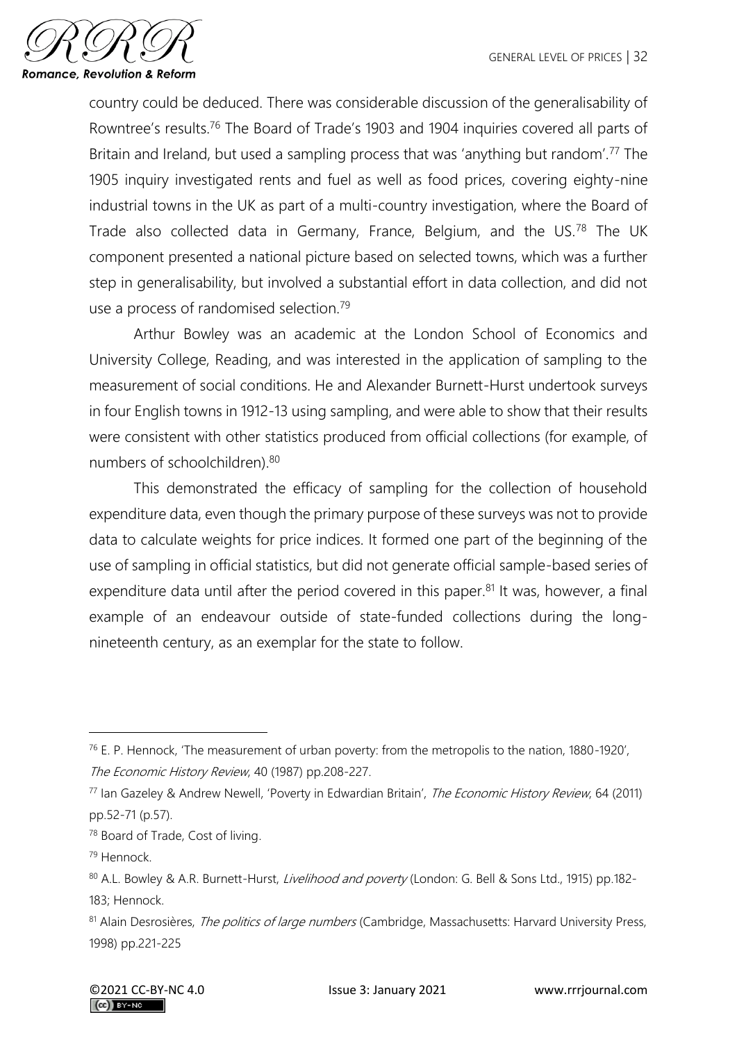country could be deduced. There was considerable discussion of the generalisability of Rowntree's results.[76] The Board of Trade's 1903 and 1904 inquiries covered all parts of Britain and Ireland, but used a sampling process that was 'anything but random'.[77] The 1905 inquiry investigated rents and fuel as well as food prices, covering eighty-nine industrial towns in the UK as part of a multi-country investigation, where the Board of Trade also collected data in Germany, France, Belgium, and the US.[78] The UK component presented a national picture based on selected towns, which was a further step in generalisability, but involved a substantial effort in data collection, and did not use a process of randomised selection.[79]

Arthur Bowley was an academic at the London School of Economics and University College, Reading, and was interested in the application of sampling to the measurement of social conditions. He and Alexander Burnett-Hurst undertook surveys in four English towns in 1912-13 using sampling, and were able to show that their results were consistent with other statistics produced from official collections (for example, of numbers of schoolchildren).[80]

This demonstrated the efficacy of sampling for the collection of household expenditure data, even though the primary purpose of these surveys was not to provide data to calculate weights for price indices. It formed one part of the beginning of the use of sampling in official statistics, but did not generate official sample-based series of expenditure data until after the period covered in this paper.[81] It was, however, a final example of an endeavour outside of state-funded collections during the long-nineteenth century, as an exemplar for the state to follow.

---

[76] E. P. Hennock, 'The measurement of urban poverty: from the metropolis to the nation, 1880-1920', *The Economic History Review*, 40 (1987) pp.208-227.

[77] Ian Gazeley & Andrew Newell, 'Poverty in Edwardian Britain', *The Economic History Review*, 64 (2011) pp.52-71 (p.57).

[78] Board of Trade, Cost of living.

[79] Hennock.

[80] A.L. Bowley & A.R. Burnett-Hurst, *Livelihood and poverty* (London: G. Bell & Sons Ltd., 1915) pp.182-183; Hennock.

[81] Alain Desrosières, *The politics of large numbers* (Cambridge, Massachusetts: Harvard University Press, 1998) pp.221-225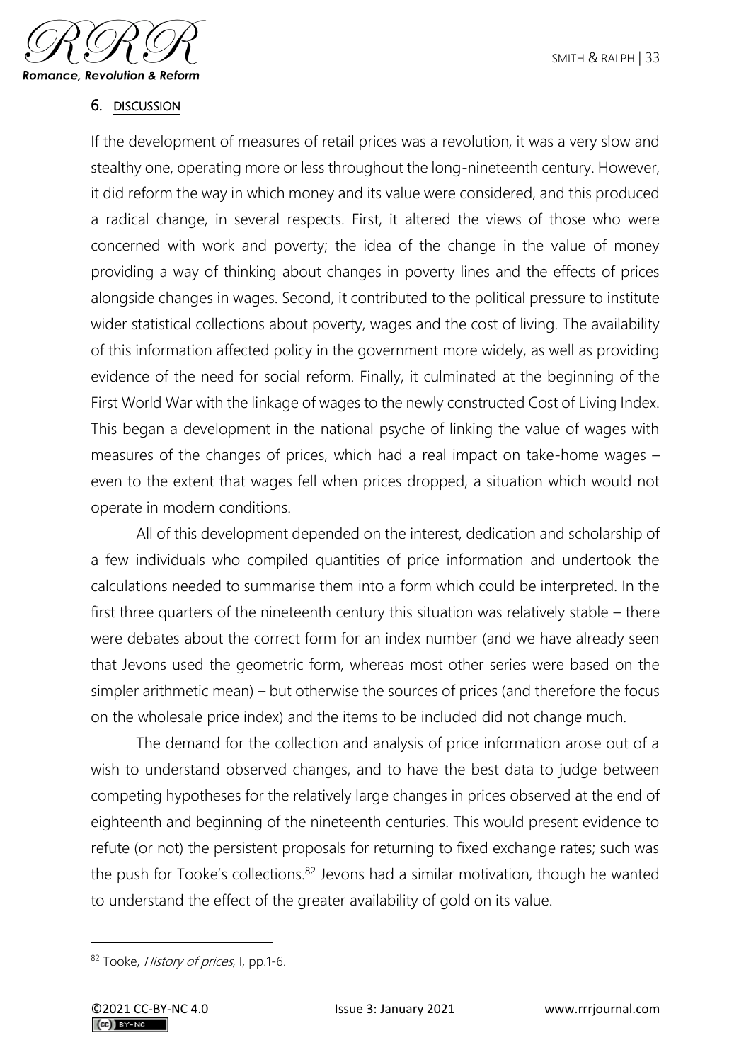## 6. DISCUSSION

If the development of measures of retail prices was a revolution, it was a very slow and stealthy one, operating more or less throughout the long-nineteenth century. However, it did reform the way in which money and its value were considered, and this produced a radical change, in several respects. First, it altered the views of those who were concerned with work and poverty; the idea of the change in the value of money providing a way of thinking about changes in poverty lines and the effects of prices alongside changes in wages. Second, it contributed to the political pressure to institute wider statistical collections about poverty, wages and the cost of living. The availability of this information affected policy in the government more widely, as well as providing evidence of the need for social reform. Finally, it culminated at the beginning of the First World War with the linkage of wages to the newly constructed Cost of Living Index. This began a development in the national psyche of linking the value of wages with measures of the changes of prices, which had a real impact on take-home wages – even to the extent that wages fell when prices dropped, a situation which would not operate in modern conditions.

All of this development depended on the interest, dedication and scholarship of a few individuals who compiled quantities of price information and undertook the calculations needed to summarise them into a form which could be interpreted. In the first three quarters of the nineteenth century this situation was relatively stable – there were debates about the correct form for an index number (and we have already seen that Jevons used the geometric form, whereas most other series were based on the simpler arithmetic mean) – but otherwise the sources of prices (and therefore the focus on the wholesale price index) and the items to be included did not change much.

The demand for the collection and analysis of price information arose out of a wish to understand observed changes, and to have the best data to judge between competing hypotheses for the relatively large changes in prices observed at the end of eighteenth and beginning of the nineteenth centuries. This would present evidence to refute (or not) the persistent proposals for returning to fixed exchange rates; such was the push for Tooke's collections.[82] Jevons had a similar motivation, though he wanted to understand the effect of the greater availability of gold on its value.

---

[82] Tooke, *History of prices*, I, pp.1-6.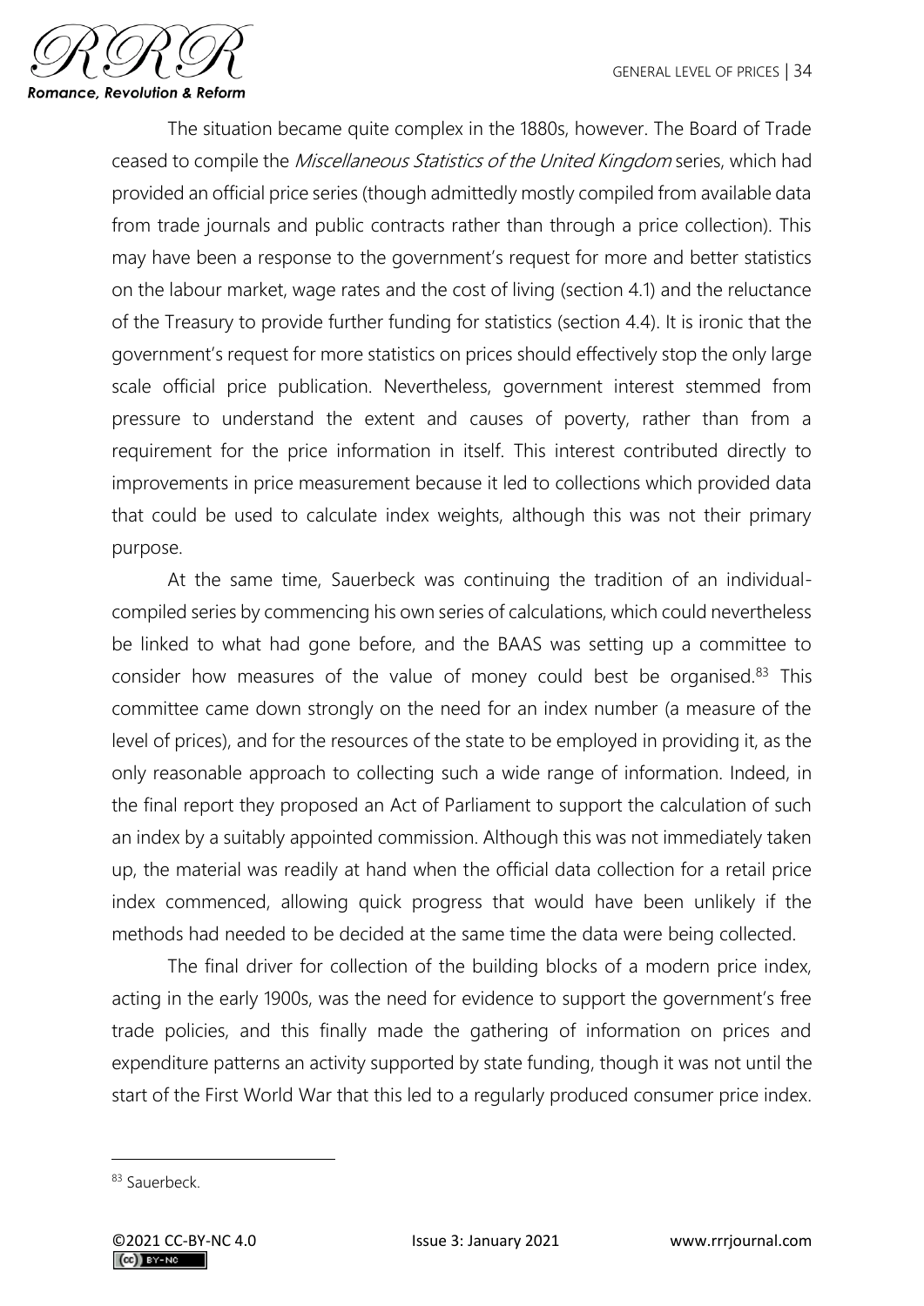The situation became quite complex in the 1880s, however. The Board of Trade ceased to compile the *Miscellaneous Statistics of the United Kingdom* series, which had provided an official price series (though admittedly mostly compiled from available data from trade journals and public contracts rather than through a price collection). This may have been a response to the government's request for more and better statistics on the labour market, wage rates and the cost of living (section 4.1) and the reluctance of the Treasury to provide further funding for statistics (section 4.4). It is ironic that the government's request for more statistics on prices should effectively stop the only large scale official price publication. Nevertheless, government interest stemmed from pressure to understand the extent and causes of poverty, rather than from a requirement for the price information in itself. This interest contributed directly to improvements in price measurement because it led to collections which provided data that could be used to calculate index weights, although this was not their primary purpose.

At the same time, Sauerbeck was continuing the tradition of an individual-compiled series by commencing his own series of calculations, which could nevertheless be linked to what had gone before, and the BAAS was setting up a committee to consider how measures of the value of money could best be organised.[83] This committee came down strongly on the need for an index number (a measure of the level of prices), and for the resources of the state to be employed in providing it, as the only reasonable approach to collecting such a wide range of information. Indeed, in the final report they proposed an Act of Parliament to support the calculation of such an index by a suitably appointed commission. Although this was not immediately taken up, the material was readily at hand when the official data collection for a retail price index commenced, allowing quick progress that would have been unlikely if the methods had needed to be decided at the same time the data were being collected.

The final driver for collection of the building blocks of a modern price index, acting in the early 1900s, was the need for evidence to support the government's free trade policies, and this finally made the gathering of information on prices and expenditure patterns an activity supported by state funding, though it was not until the start of the First World War that this led to a regularly produced consumer price index.

[83] Sauerbeck.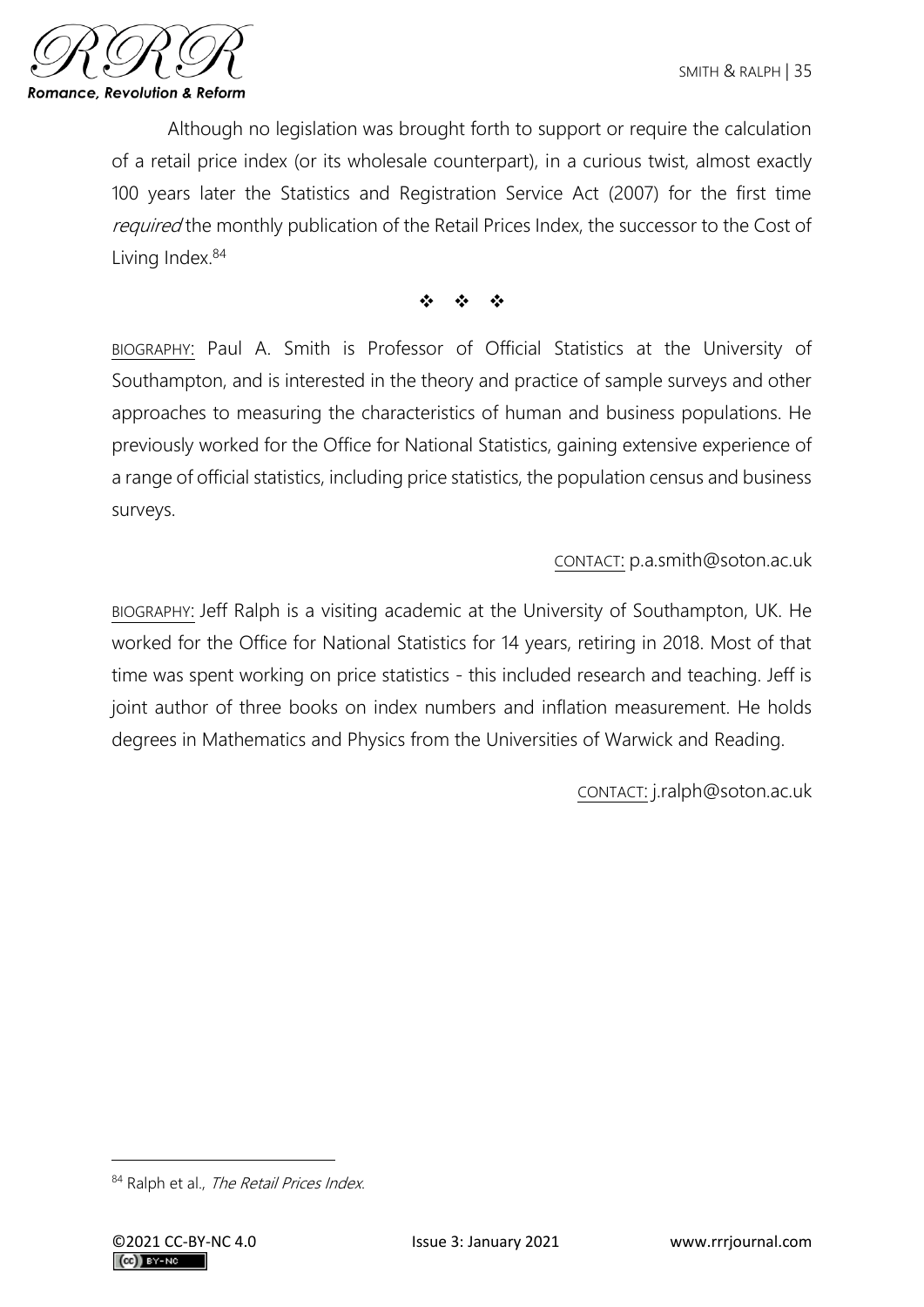Although no legislation was brought forth to support or require the calculation of a retail price index (or its wholesale counterpart), in a curious twist, almost exactly 100 years later the Statistics and Registration Service Act (2007) for the first time *required* the monthly publication of the Retail Prices Index, the successor to the Cost of Living Index.[84]

❖ ❖ ❖

BIOGRAPHY: Paul A. Smith is Professor of Official Statistics at the University of Southampton, and is interested in the theory and practice of sample surveys and other approaches to measuring the characteristics of human and business populations. He previously worked for the Office for National Statistics, gaining extensive experience of a range of official statistics, including price statistics, the population census and business surveys.

CONTACT: p.a.smith@soton.ac.uk

BIOGRAPHY: Jeff Ralph is a visiting academic at the University of Southampton, UK. He worked for the Office for National Statistics for 14 years, retiring in 2018. Most of that time was spent working on price statistics - this included research and teaching. Jeff is joint author of three books on index numbers and inflation measurement. He holds degrees in Mathematics and Physics from the Universities of Warwick and Reading.

CONTACT: j.ralph@soton.ac.uk

---

[84] Ralph et al., *The Retail Prices Index*.

©2021 CC-BY-NC 4.0